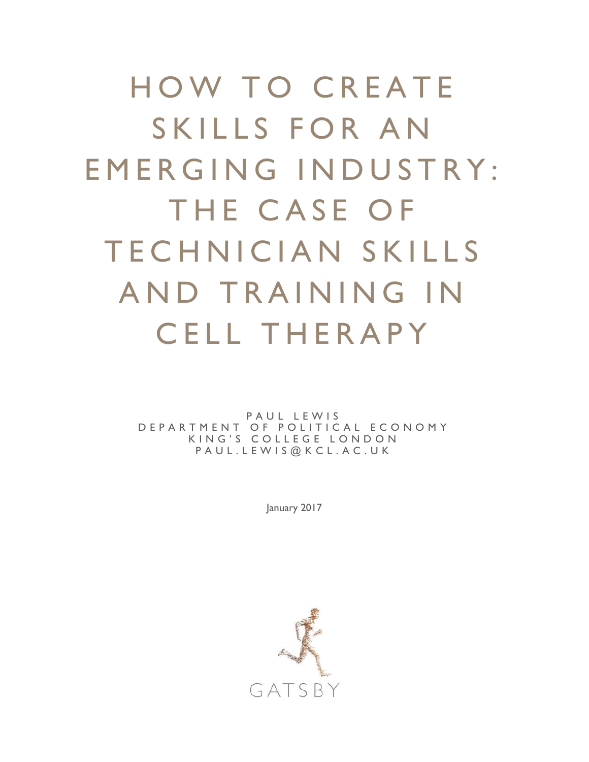# HOW TO CREATE SKILLS FOR AN EMERGING INDUSTRY: THE CASE OF TECHNICIAN SKILLS AND TRAINING IN CELL THERAPY

PAUL LEWIS
DEPARTMENT OF POLITICAL ECONOMY
KING'S COLLEGE LONDON
PAUL.LEWIS@KCL.AC.UK

January 2017

GATSBY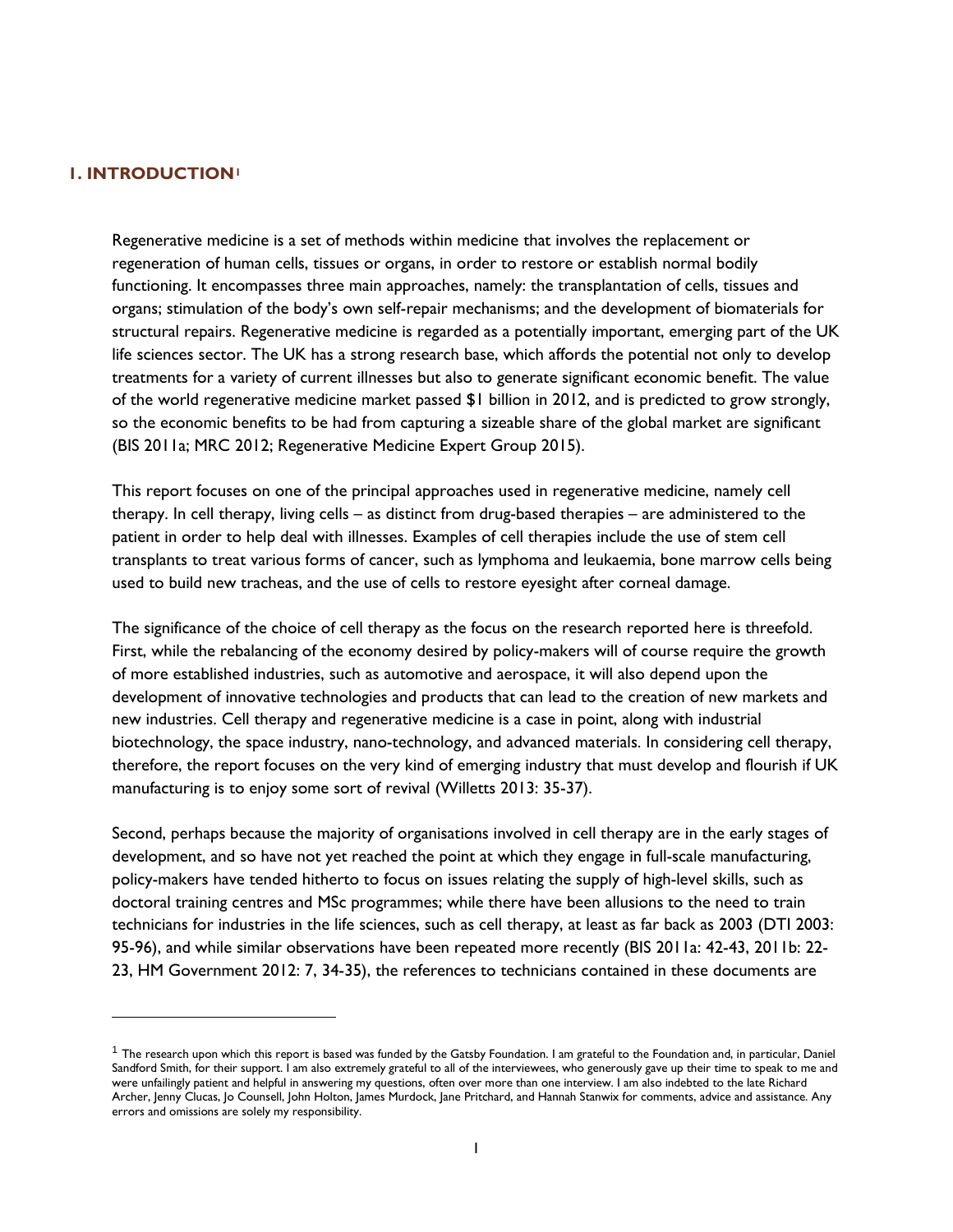## 1. INTRODUCTION[1]

Regenerative medicine is a set of methods within medicine that involves the replacement or regeneration of human cells, tissues or organs, in order to restore or establish normal bodily functioning. It encompasses three main approaches, namely: the transplantation of cells, tissues and organs; stimulation of the body's own self-repair mechanisms; and the development of biomaterials for structural repairs. Regenerative medicine is regarded as a potentially important, emerging part of the UK life sciences sector. The UK has a strong research base, which affords the potential not only to develop treatments for a variety of current illnesses but also to generate significant economic benefit. The value of the world regenerative medicine market passed $1 billion in 2012, and is predicted to grow strongly, so the economic benefits to be had from capturing a sizeable share of the global market are significant (BIS 2011a; MRC 2012; Regenerative Medicine Expert Group 2015).

This report focuses on one of the principal approaches used in regenerative medicine, namely cell therapy. In cell therapy, living cells – as distinct from drug-based therapies – are administered to the patient in order to help deal with illnesses. Examples of cell therapies include the use of stem cell transplants to treat various forms of cancer, such as lymphoma and leukaemia, bone marrow cells being used to build new tracheas, and the use of cells to restore eyesight after corneal damage.

The significance of the choice of cell therapy as the focus on the research reported here is threefold. First, while the rebalancing of the economy desired by policy-makers will of course require the growth of more established industries, such as automotive and aerospace, it will also depend upon the development of innovative technologies and products that can lead to the creation of new markets and new industries. Cell therapy and regenerative medicine is a case in point, along with industrial biotechnology, the space industry, nano-technology, and advanced materials. In considering cell therapy, therefore, the report focuses on the very kind of emerging industry that must develop and flourish if UK manufacturing is to enjoy some sort of revival (Willetts 2013: 35-37).

Second, perhaps because the majority of organisations involved in cell therapy are in the early stages of development, and so have not yet reached the point at which they engage in full-scale manufacturing, policy-makers have tended hitherto to focus on issues relating the supply of high-level skills, such as doctoral training centres and MSc programmes; while there have been allusions to the need to train technicians for industries in the life sciences, such as cell therapy, at least as far back as 2003 (DTI 2003: 95-96), and while similar observations have been repeated more recently (BIS 2011a: 42-43, 2011b: 22-23, HM Government 2012: 7, 34-35), the references to technicians contained in these documents are

---

[1] The research upon which this report is based was funded by the Gatsby Foundation. I am grateful to the Foundation and, in particular, Daniel Sandford Smith, for their support. I am also extremely grateful to all of the interviewees, who generously gave up their time to speak to me and were unfailingly patient and helpful in answering my questions, often over more than one interview. I am also indebted to the late Richard Archer, Jenny Clucas, Jo Counsell, John Holton, James Murdock, Jane Pritchard, and Hannah Stanwix for comments, advice and assistance. Any errors and omissions are solely my responsibility.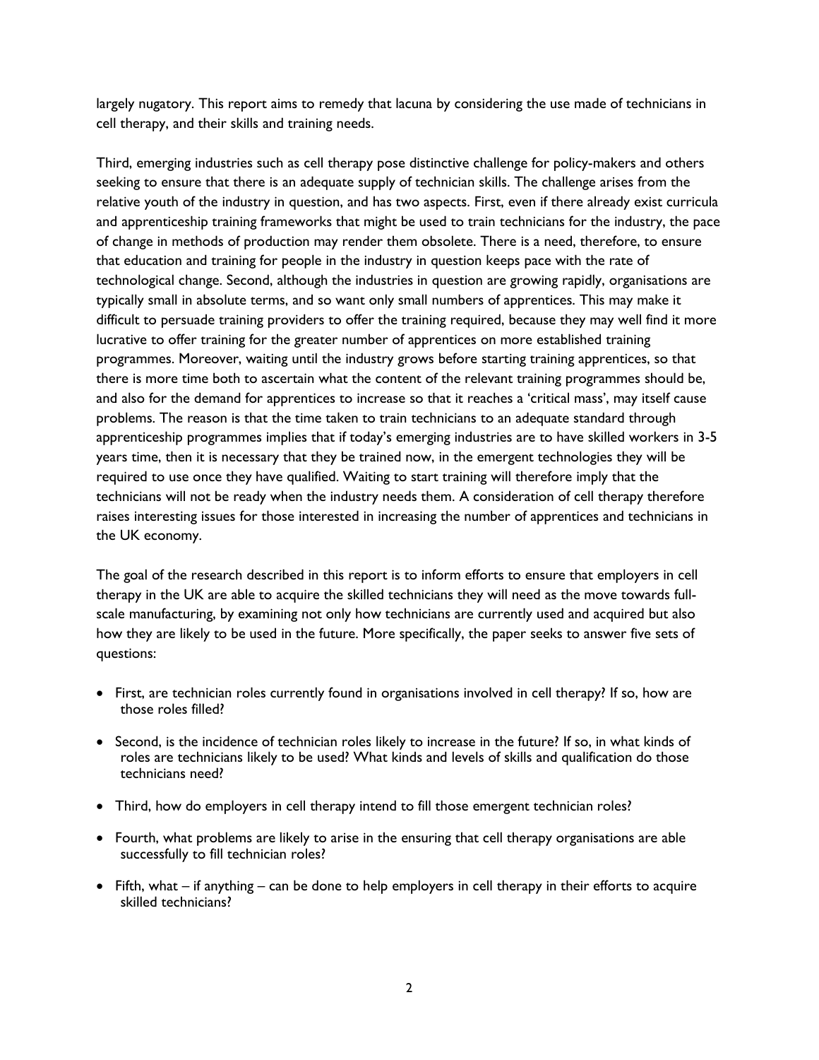largely nugatory. This report aims to remedy that lacuna by considering the use made of technicians in cell therapy, and their skills and training needs.

Third, emerging industries such as cell therapy pose distinctive challenge for policy-makers and others seeking to ensure that there is an adequate supply of technician skills. The challenge arises from the relative youth of the industry in question, and has two aspects. First, even if there already exist curricula and apprenticeship training frameworks that might be used to train technicians for the industry, the pace of change in methods of production may render them obsolete. There is a need, therefore, to ensure that education and training for people in the industry in question keeps pace with the rate of technological change. Second, although the industries in question are growing rapidly, organisations are typically small in absolute terms, and so want only small numbers of apprentices. This may make it difficult to persuade training providers to offer the training required, because they may well find it more lucrative to offer training for the greater number of apprentices on more established training programmes. Moreover, waiting until the industry grows before starting training apprentices, so that there is more time both to ascertain what the content of the relevant training programmes should be, and also for the demand for apprentices to increase so that it reaches a 'critical mass', may itself cause problems. The reason is that the time taken to train technicians to an adequate standard through apprenticeship programmes implies that if today's emerging industries are to have skilled workers in 3-5 years time, then it is necessary that they be trained now, in the emergent technologies they will be required to use once they have qualified. Waiting to start training will therefore imply that the technicians will not be ready when the industry needs them. A consideration of cell therapy therefore raises interesting issues for those interested in increasing the number of apprentices and technicians in the UK economy.

The goal of the research described in this report is to inform efforts to ensure that employers in cell therapy in the UK are able to acquire the skilled technicians they will need as the move towards full-scale manufacturing, by examining not only how technicians are currently used and acquired but also how they are likely to be used in the future. More specifically, the paper seeks to answer five sets of questions:

- First, are technician roles currently found in organisations involved in cell therapy? If so, how are those roles filled?
- Second, is the incidence of technician roles likely to increase in the future? If so, in what kinds of roles are technicians likely to be used? What kinds and levels of skills and qualification do those technicians need?
- Third, how do employers in cell therapy intend to fill those emergent technician roles?
- Fourth, what problems are likely to arise in the ensuring that cell therapy organisations are able successfully to fill technician roles?
- Fifth, what – if anything – can be done to help employers in cell therapy in their efforts to acquire skilled technicians?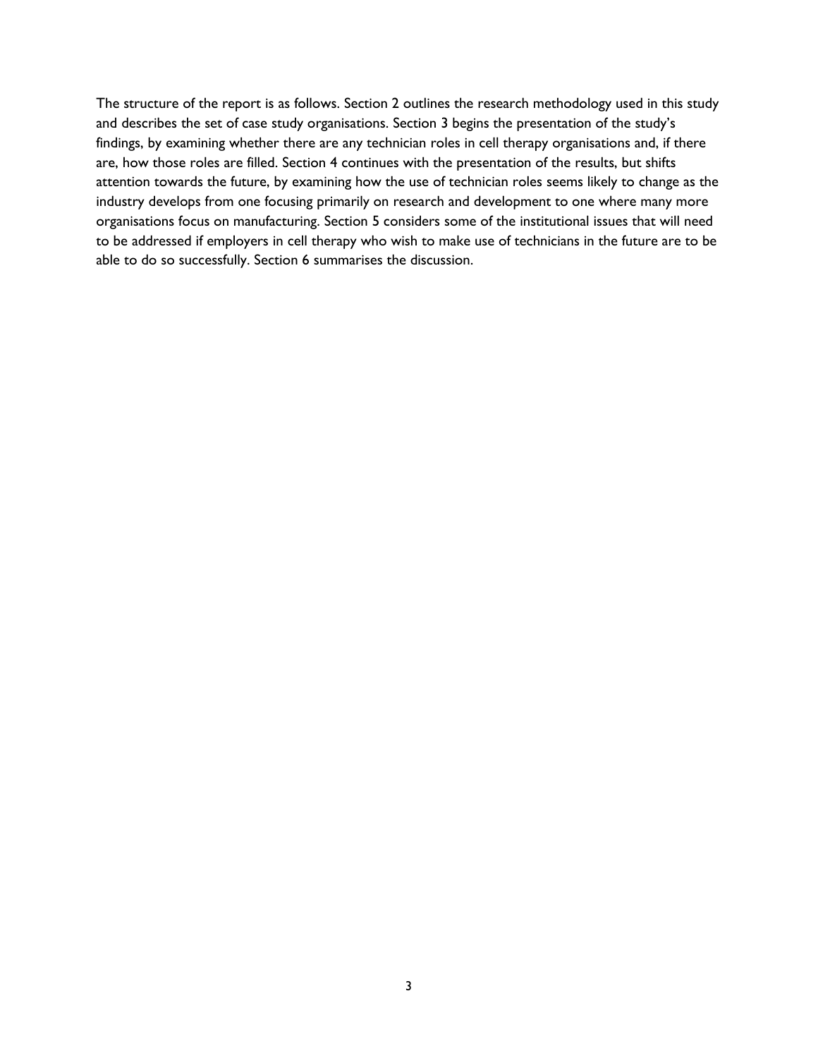The structure of the report is as follows. Section 2 outlines the research methodology used in this study and describes the set of case study organisations. Section 3 begins the presentation of the study's findings, by examining whether there are any technician roles in cell therapy organisations and, if there are, how those roles are filled. Section 4 continues with the presentation of the results, but shifts attention towards the future, by examining how the use of technician roles seems likely to change as the industry develops from one focusing primarily on research and development to one where many more organisations focus on manufacturing. Section 5 considers some of the institutional issues that will need to be addressed if employers in cell therapy who wish to make use of technicians in the future are to be able to do so successfully. Section 6 summarises the discussion.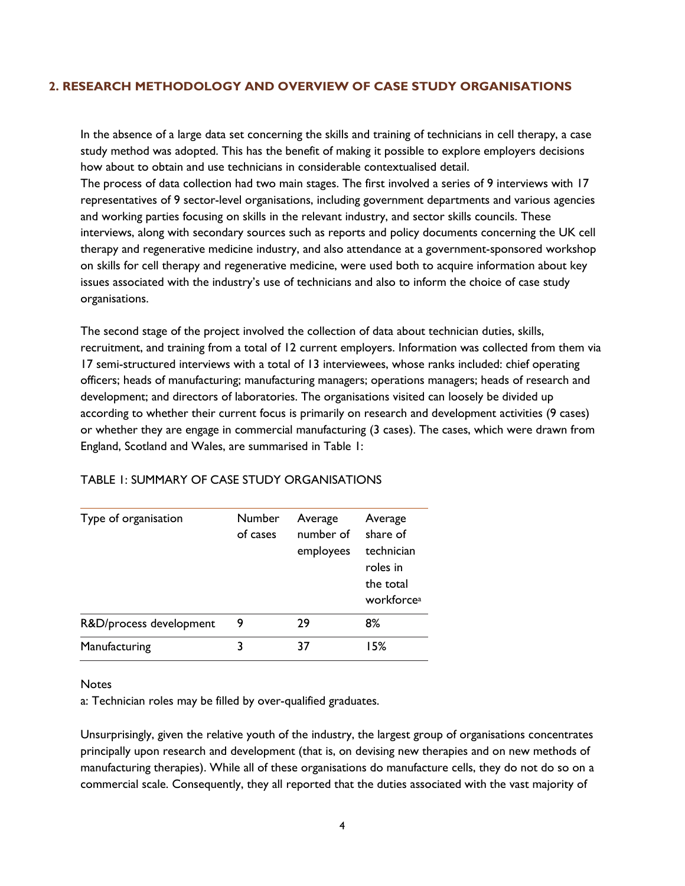## 2. RESEARCH METHODOLOGY AND OVERVIEW OF CASE STUDY ORGANISATIONS

In the absence of a large data set concerning the skills and training of technicians in cell therapy, a case study method was adopted. This has the benefit of making it possible to explore employers decisions how about to obtain and use technicians in considerable contextualised detail.
The process of data collection had two main stages. The first involved a series of 9 interviews with 17 representatives of 9 sector-level organisations, including government departments and various agencies and working parties focusing on skills in the relevant industry, and sector skills councils. These interviews, along with secondary sources such as reports and policy documents concerning the UK cell therapy and regenerative medicine industry, and also attendance at a government-sponsored workshop on skills for cell therapy and regenerative medicine, were used both to acquire information about key issues associated with the industry's use of technicians and also to inform the choice of case study organisations.

The second stage of the project involved the collection of data about technician duties, skills, recruitment, and training from a total of 12 current employers. Information was collected from them via 17 semi-structured interviews with a total of 13 interviewees, whose ranks included: chief operating officers; heads of manufacturing; manufacturing managers; operations managers; heads of research and development; and directors of laboratories. The organisations visited can loosely be divided up according to whether their current focus is primarily on research and development activities (9 cases) or whether they are engage in commercial manufacturing (3 cases). The cases, which were drawn from England, Scotland and Wales, are summarised in Table 1:

TABLE 1: SUMMARY OF CASE STUDY ORGANISATIONS

| Type of organisation | Number of cases | Average number of employees | Average share of technician roles in the total workforce[a] |
|---|---|---|---|
| R&D/process development | 9 | 29 | 8% |
| Manufacturing | 3 | 37 | 15% |

Notes

a: Technician roles may be filled by over-qualified graduates.

Unsurprisingly, given the relative youth of the industry, the largest group of organisations concentrates principally upon research and development (that is, on devising new therapies and on new methods of manufacturing therapies). While all of these organisations do manufacture cells, they do not do so on a commercial scale. Consequently, they all reported that the duties associated with the vast majority of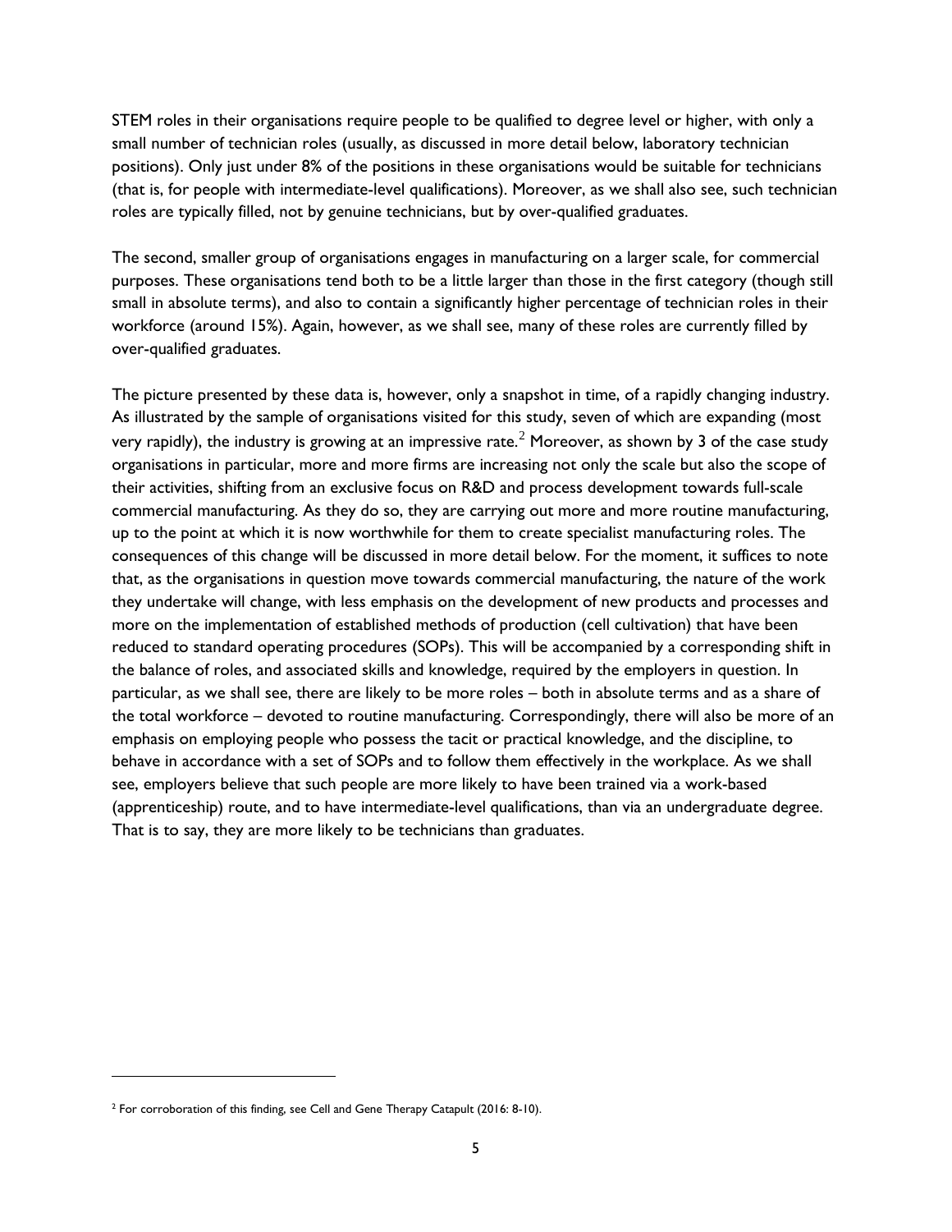STEM roles in their organisations require people to be qualified to degree level or higher, with only a small number of technician roles (usually, as discussed in more detail below, laboratory technician positions). Only just under 8% of the positions in these organisations would be suitable for technicians (that is, for people with intermediate-level qualifications). Moreover, as we shall also see, such technician roles are typically filled, not by genuine technicians, but by over-qualified graduates.

The second, smaller group of organisations engages in manufacturing on a larger scale, for commercial purposes. These organisations tend both to be a little larger than those in the first category (though still small in absolute terms), and also to contain a significantly higher percentage of technician roles in their workforce (around 15%). Again, however, as we shall see, many of these roles are currently filled by over-qualified graduates.

The picture presented by these data is, however, only a snapshot in time, of a rapidly changing industry. As illustrated by the sample of organisations visited for this study, seven of which are expanding (most very rapidly), the industry is growing at an impressive rate.[2] Moreover, as shown by 3 of the case study organisations in particular, more and more firms are increasing not only the scale but also the scope of their activities, shifting from an exclusive focus on R&D and process development towards full-scale commercial manufacturing. As they do so, they are carrying out more and more routine manufacturing, up to the point at which it is now worthwhile for them to create specialist manufacturing roles. The consequences of this change will be discussed in more detail below. For the moment, it suffices to note that, as the organisations in question move towards commercial manufacturing, the nature of the work they undertake will change, with less emphasis on the development of new products and processes and more on the implementation of established methods of production (cell cultivation) that have been reduced to standard operating procedures (SOPs). This will be accompanied by a corresponding shift in the balance of roles, and associated skills and knowledge, required by the employers in question. In particular, as we shall see, there are likely to be more roles – both in absolute terms and as a share of the total workforce – devoted to routine manufacturing. Correspondingly, there will also be more of an emphasis on employing people who possess the tacit or practical knowledge, and the discipline, to behave in accordance with a set of SOPs and to follow them effectively in the workplace. As we shall see, employers believe that such people are more likely to have been trained via a work-based (apprenticeship) route, and to have intermediate-level qualifications, than via an undergraduate degree. That is to say, they are more likely to be technicians than graduates.

[2] For corroboration of this finding, see Cell and Gene Therapy Catapult (2016: 8-10).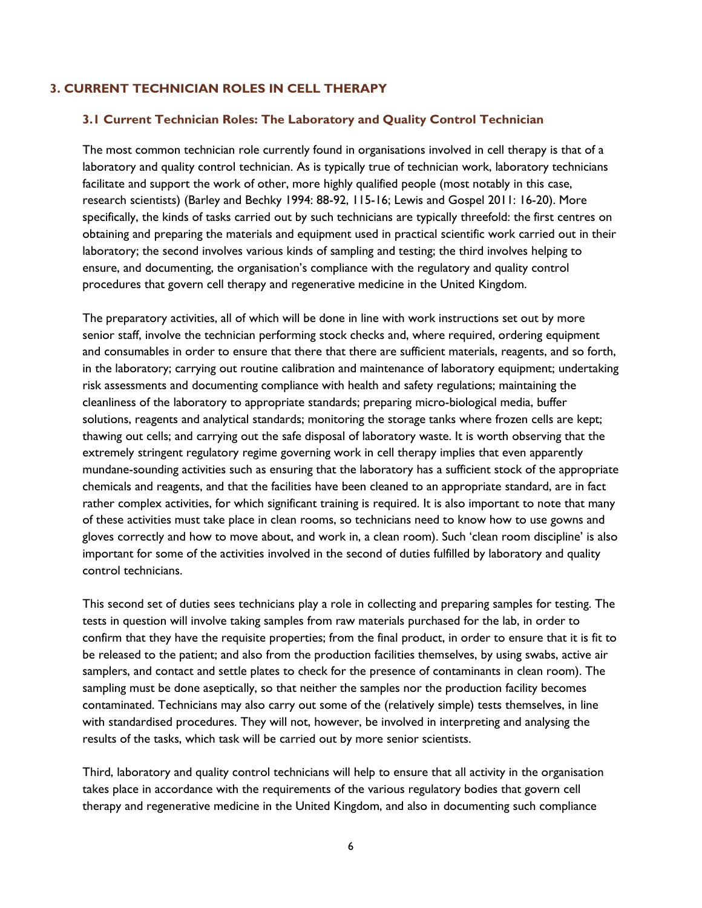## 3. CURRENT TECHNICIAN ROLES IN CELL THERAPY

### 3.1 Current Technician Roles: The Laboratory and Quality Control Technician

The most common technician role currently found in organisations involved in cell therapy is that of a laboratory and quality control technician. As is typically true of technician work, laboratory technicians facilitate and support the work of other, more highly qualified people (most notably in this case, research scientists) (Barley and Bechky 1994: 88-92, 115-16; Lewis and Gospel 2011: 16-20). More specifically, the kinds of tasks carried out by such technicians are typically threefold: the first centres on obtaining and preparing the materials and equipment used in practical scientific work carried out in their laboratory; the second involves various kinds of sampling and testing; the third involves helping to ensure, and documenting, the organisation's compliance with the regulatory and quality control procedures that govern cell therapy and regenerative medicine in the United Kingdom.

The preparatory activities, all of which will be done in line with work instructions set out by more senior staff, involve the technician performing stock checks and, where required, ordering equipment and consumables in order to ensure that there that there are sufficient materials, reagents, and so forth, in the laboratory; carrying out routine calibration and maintenance of laboratory equipment; undertaking risk assessments and documenting compliance with health and safety regulations; maintaining the cleanliness of the laboratory to appropriate standards; preparing micro-biological media, buffer solutions, reagents and analytical standards; monitoring the storage tanks where frozen cells are kept; thawing out cells; and carrying out the safe disposal of laboratory waste. It is worth observing that the extremely stringent regulatory regime governing work in cell therapy implies that even apparently mundane-sounding activities such as ensuring that the laboratory has a sufficient stock of the appropriate chemicals and reagents, and that the facilities have been cleaned to an appropriate standard, are in fact rather complex activities, for which significant training is required. It is also important to note that many of these activities must take place in clean rooms, so technicians need to know how to use gowns and gloves correctly and how to move about, and work in, a clean room). Such 'clean room discipline' is also important for some of the activities involved in the second of duties fulfilled by laboratory and quality control technicians.

This second set of duties sees technicians play a role in collecting and preparing samples for testing. The tests in question will involve taking samples from raw materials purchased for the lab, in order to confirm that they have the requisite properties; from the final product, in order to ensure that it is fit to be released to the patient; and also from the production facilities themselves, by using swabs, active air samplers, and contact and settle plates to check for the presence of contaminants in clean room). The sampling must be done aseptically, so that neither the samples nor the production facility becomes contaminated. Technicians may also carry out some of the (relatively simple) tests themselves, in line with standardised procedures. They will not, however, be involved in interpreting and analysing the results of the tasks, which task will be carried out by more senior scientists.

Third, laboratory and quality control technicians will help to ensure that all activity in the organisation takes place in accordance with the requirements of the various regulatory bodies that govern cell therapy and regenerative medicine in the United Kingdom, and also in documenting such compliance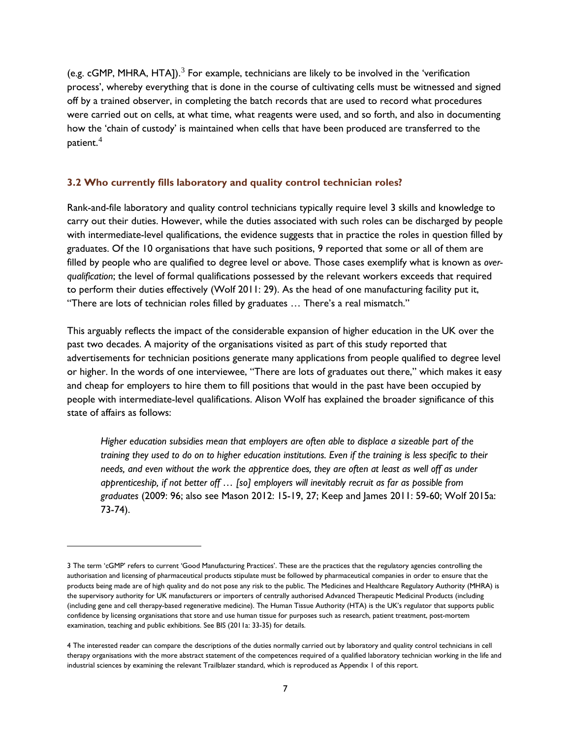(e.g. cGMP, MHRA, HTA]).[3] For example, technicians are likely to be involved in the 'verification process', whereby everything that is done in the course of cultivating cells must be witnessed and signed off by a trained observer, in completing the batch records that are used to record what procedures were carried out on cells, at what time, what reagents were used, and so forth, and also in documenting how the 'chain of custody' is maintained when cells that have been produced are transferred to the patient.[4]

### 3.2 Who currently fills laboratory and quality control technician roles?

Rank-and-file laboratory and quality control technicians typically require level 3 skills and knowledge to carry out their duties. However, while the duties associated with such roles can be discharged by people with intermediate-level qualifications, the evidence suggests that in practice the roles in question filled by graduates. Of the 10 organisations that have such positions, 9 reported that some or all of them are filled by people who are qualified to degree level or above. Those cases exemplify what is known as *over-qualification*; the level of formal qualifications possessed by the relevant workers exceeds that required to perform their duties effectively (Wolf 2011: 29). As the head of one manufacturing facility put it, "There are lots of technician roles filled by graduates … There's a real mismatch."

This arguably reflects the impact of the considerable expansion of higher education in the UK over the past two decades. A majority of the organisations visited as part of this study reported that advertisements for technician positions generate many applications from people qualified to degree level or higher. In the words of one interviewee, "There are lots of graduates out there," which makes it easy and cheap for employers to hire them to fill positions that would in the past have been occupied by people with intermediate-level qualifications. Alison Wolf has explained the broader significance of this state of affairs as follows:

> *Higher education subsidies mean that employers are often able to displace a sizeable part of the training they used to do on to higher education institutions. Even if the training is less specific to their needs, and even without the work the apprentice does, they are often at least as well off as under apprenticeship, if not better off … [so] employers will inevitably recruit as far as possible from graduates* (2009: 96; also see Mason 2012: 15-19, 27; Keep and James 2011: 59-60; Wolf 2015a: 73-74).

---

3 The term 'cGMP' refers to current 'Good Manufacturing Practices'. These are the practices that the regulatory agencies controlling the authorisation and licensing of pharmaceutical products stipulate must be followed by pharmaceutical companies in order to ensure that the products being made are of high quality and do not pose any risk to the public. The Medicines and Healthcare Regulatory Authority (MHRA) is the supervisory authority for UK manufacturers or importers of centrally authorised Advanced Therapeutic Medicinal Products (including (including gene and cell therapy-based regenerative medicine). The Human Tissue Authority (HTA) is the UK's regulator that supports public confidence by licensing organisations that store and use human tissue for purposes such as research, patient treatment, post-mortem examination, teaching and public exhibitions. See BIS (2011a: 33-35) for details.

4 The interested reader can compare the descriptions of the duties normally carried out by laboratory and quality control technicians in cell therapy organisations with the more abstract statement of the competences required of a qualified laboratory technician working in the life and industrial sciences by examining the relevant Trailblazer standard, which is reproduced as Appendix 1 of this report.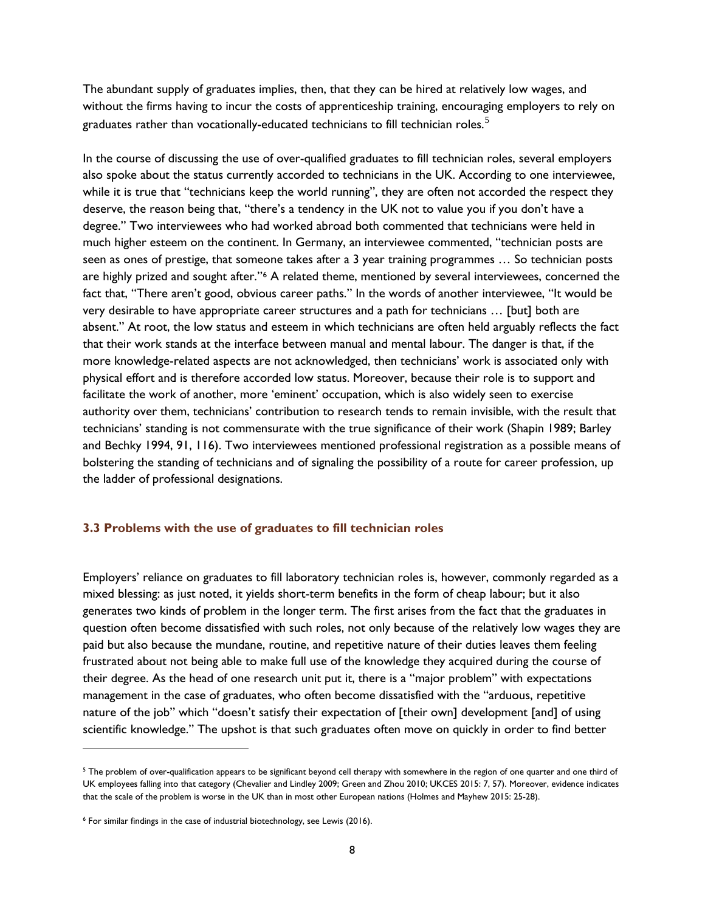The abundant supply of graduates implies, then, that they can be hired at relatively low wages, and without the firms having to incur the costs of apprenticeship training, encouraging employers to rely on graduates rather than vocationally-educated technicians to fill technician roles.[5]

In the course of discussing the use of over-qualified graduates to fill technician roles, several employers also spoke about the status currently accorded to technicians in the UK. According to one interviewee, while it is true that "technicians keep the world running", they are often not accorded the respect they deserve, the reason being that, "there's a tendency in the UK not to value you if you don't have a degree." Two interviewees who had worked abroad both commented that technicians were held in much higher esteem on the continent. In Germany, an interviewee commented, "technician posts are seen as ones of prestige, that someone takes after a 3 year training programmes … So technician posts are highly prized and sought after."[6] A related theme, mentioned by several interviewees, concerned the fact that, "There aren't good, obvious career paths." In the words of another interviewee, "It would be very desirable to have appropriate career structures and a path for technicians … [but] both are absent." At root, the low status and esteem in which technicians are often held arguably reflects the fact that their work stands at the interface between manual and mental labour. The danger is that, if the more knowledge-related aspects are not acknowledged, then technicians' work is associated only with physical effort and is therefore accorded low status. Moreover, because their role is to support and facilitate the work of another, more 'eminent' occupation, which is also widely seen to exercise authority over them, technicians' contribution to research tends to remain invisible, with the result that technicians' standing is not commensurate with the true significance of their work (Shapin 1989; Barley and Bechky 1994, 91, 116). Two interviewees mentioned professional registration as a possible means of bolstering the standing of technicians and of signaling the possibility of a route for career profession, up the ladder of professional designations.

### 3.3 Problems with the use of graduates to fill technician roles

Employers' reliance on graduates to fill laboratory technician roles is, however, commonly regarded as a mixed blessing: as just noted, it yields short-term benefits in the form of cheap labour; but it also generates two kinds of problem in the longer term. The first arises from the fact that the graduates in question often become dissatisfied with such roles, not only because of the relatively low wages they are paid but also because the mundane, routine, and repetitive nature of their duties leaves them feeling frustrated about not being able to make full use of the knowledge they acquired during the course of their degree. As the head of one research unit put it, there is a "major problem" with expectations management in the case of graduates, who often become dissatisfied with the "arduous, repetitive nature of the job" which "doesn't satisfy their expectation of [their own] development [and] of using scientific knowledge." The upshot is that such graduates often move on quickly in order to find better

---

[5] The problem of over-qualification appears to be significant beyond cell therapy with somewhere in the region of one quarter and one third of UK employees falling into that category (Chevalier and Lindley 2009; Green and Zhou 2010; UKCES 2015: 7, 57). Moreover, evidence indicates that the scale of the problem is worse in the UK than in most other European nations (Holmes and Mayhew 2015: 25-28).

[6] For similar findings in the case of industrial biotechnology, see Lewis (2016).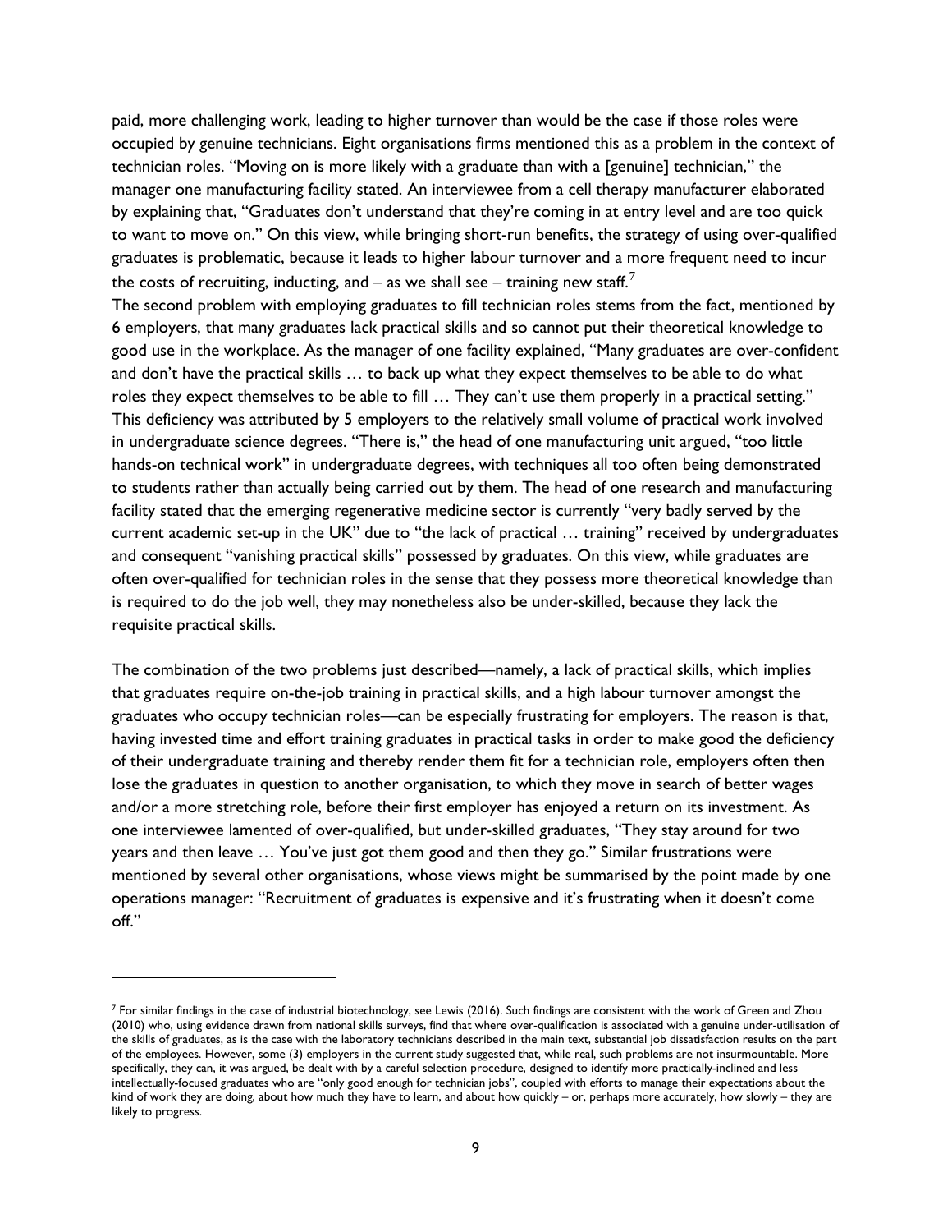paid, more challenging work, leading to higher turnover than would be the case if those roles were occupied by genuine technicians. Eight organisations firms mentioned this as a problem in the context of technician roles. "Moving on is more likely with a graduate than with a [genuine] technician," the manager one manufacturing facility stated. An interviewee from a cell therapy manufacturer elaborated by explaining that, "Graduates don't understand that they're coming in at entry level and are too quick to want to move on." On this view, while bringing short-run benefits, the strategy of using over-qualified graduates is problematic, because it leads to higher labour turnover and a more frequent need to incur the costs of recruiting, inducting, and – as we shall see – training new staff.[7]

The second problem with employing graduates to fill technician roles stems from the fact, mentioned by 6 employers, that many graduates lack practical skills and so cannot put their theoretical knowledge to good use in the workplace. As the manager of one facility explained, "Many graduates are over-confident and don't have the practical skills … to back up what they expect themselves to be able to do what roles they expect themselves to be able to fill … They can't use them properly in a practical setting." This deficiency was attributed by 5 employers to the relatively small volume of practical work involved in undergraduate science degrees. "There is," the head of one manufacturing unit argued, "too little hands-on technical work" in undergraduate degrees, with techniques all too often being demonstrated to students rather than actually being carried out by them. The head of one research and manufacturing facility stated that the emerging regenerative medicine sector is currently "very badly served by the current academic set-up in the UK" due to "the lack of practical … training" received by undergraduates and consequent "vanishing practical skills" possessed by graduates. On this view, while graduates are often over-qualified for technician roles in the sense that they possess more theoretical knowledge than is required to do the job well, they may nonetheless also be under-skilled, because they lack the requisite practical skills.

The combination of the two problems just described—namely, a lack of practical skills, which implies that graduates require on-the-job training in practical skills, and a high labour turnover amongst the graduates who occupy technician roles—can be especially frustrating for employers. The reason is that, having invested time and effort training graduates in practical tasks in order to make good the deficiency of their undergraduate training and thereby render them fit for a technician role, employers often then lose the graduates in question to another organisation, to which they move in search of better wages and/or a more stretching role, before their first employer has enjoyed a return on its investment. As one interviewee lamented of over-qualified, but under-skilled graduates, "They stay around for two years and then leave … You've just got them good and then they go." Similar frustrations were mentioned by several other organisations, whose views might be summarised by the point made by one operations manager: "Recruitment of graduates is expensive and it's frustrating when it doesn't come off."

---

[7] For similar findings in the case of industrial biotechnology, see Lewis (2016). Such findings are consistent with the work of Green and Zhou (2010) who, using evidence drawn from national skills surveys, find that where over-qualification is associated with a genuine under-utilisation of the skills of graduates, as is the case with the laboratory technicians described in the main text, substantial job dissatisfaction results on the part of the employees. However, some (3) employers in the current study suggested that, while real, such problems are not insurmountable. More specifically, they can, it was argued, be dealt with by a careful selection procedure, designed to identify more practically-inclined and less intellectually-focused graduates who are "only good enough for technician jobs", coupled with efforts to manage their expectations about the kind of work they are doing, about how much they have to learn, and about how quickly – or, perhaps more accurately, how slowly – they are likely to progress.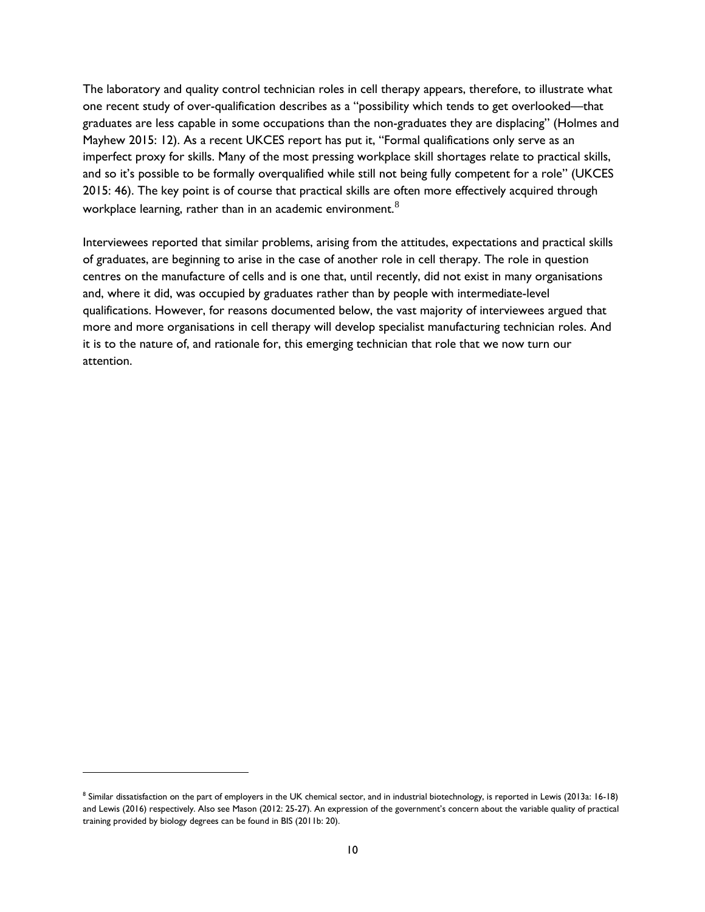The laboratory and quality control technician roles in cell therapy appears, therefore, to illustrate what one recent study of over-qualification describes as a "possibility which tends to get overlooked—that graduates are less capable in some occupations than the non-graduates they are displacing" (Holmes and Mayhew 2015: 12). As a recent UKCES report has put it, "Formal qualifications only serve as an imperfect proxy for skills. Many of the most pressing workplace skill shortages relate to practical skills, and so it's possible to be formally overqualified while still not being fully competent for a role" (UKCES 2015: 46). The key point is of course that practical skills are often more effectively acquired through workplace learning, rather than in an academic environment.[8]

Interviewees reported that similar problems, arising from the attitudes, expectations and practical skills of graduates, are beginning to arise in the case of another role in cell therapy. The role in question centres on the manufacture of cells and is one that, until recently, did not exist in many organisations and, where it did, was occupied by graduates rather than by people with intermediate-level qualifications. However, for reasons documented below, the vast majority of interviewees argued that more and more organisations in cell therapy will develop specialist manufacturing technician roles. And it is to the nature of, and rationale for, this emerging technician that role that we now turn our attention.

[8] Similar dissatisfaction on the part of employers in the UK chemical sector, and in industrial biotechnology, is reported in Lewis (2013a: 16-18) and Lewis (2016) respectively. Also see Mason (2012: 25-27). An expression of the government's concern about the variable quality of practical training provided by biology degrees can be found in BIS (2011b: 20).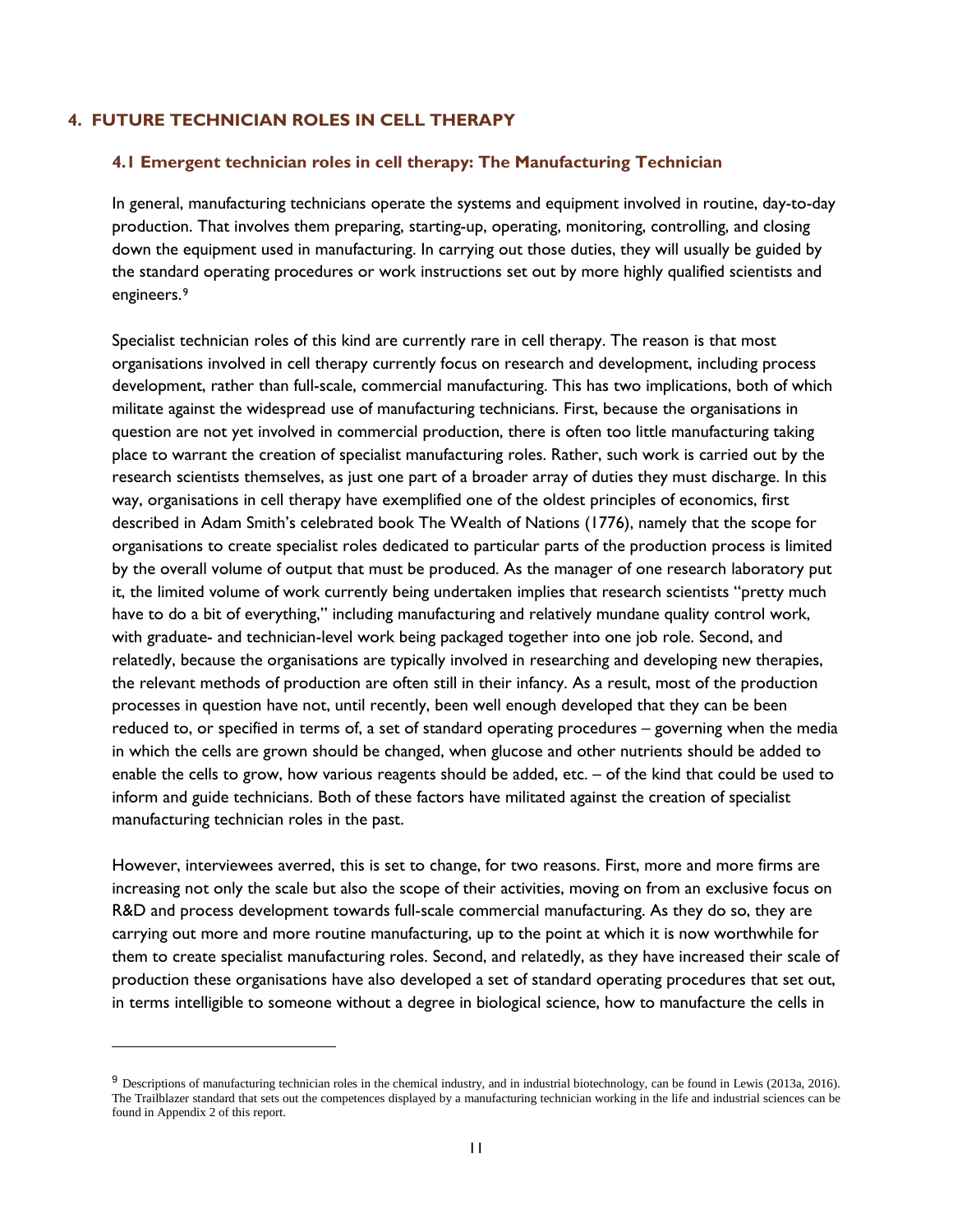## 4. FUTURE TECHNICIAN ROLES IN CELL THERAPY

### 4.1 Emergent technician roles in cell therapy: The Manufacturing Technician

In general, manufacturing technicians operate the systems and equipment involved in routine, day-to-day production. That involves them preparing, starting-up, operating, monitoring, controlling, and closing down the equipment used in manufacturing. In carrying out those duties, they will usually be guided by the standard operating procedures or work instructions set out by more highly qualified scientists and engineers.[9]

Specialist technician roles of this kind are currently rare in cell therapy. The reason is that most organisations involved in cell therapy currently focus on research and development, including process development, rather than full-scale, commercial manufacturing. This has two implications, both of which militate against the widespread use of manufacturing technicians. First, because the organisations in question are not yet involved in commercial production, there is often too little manufacturing taking place to warrant the creation of specialist manufacturing roles. Rather, such work is carried out by the research scientists themselves, as just one part of a broader array of duties they must discharge. In this way, organisations in cell therapy have exemplified one of the oldest principles of economics, first described in Adam Smith's celebrated book The Wealth of Nations (1776), namely that the scope for organisations to create specialist roles dedicated to particular parts of the production process is limited by the overall volume of output that must be produced. As the manager of one research laboratory put it, the limited volume of work currently being undertaken implies that research scientists "pretty much have to do a bit of everything," including manufacturing and relatively mundane quality control work, with graduate- and technician-level work being packaged together into one job role. Second, and relatedly, because the organisations are typically involved in researching and developing new therapies, the relevant methods of production are often still in their infancy. As a result, most of the production processes in question have not, until recently, been well enough developed that they can be been reduced to, or specified in terms of, a set of standard operating procedures – governing when the media in which the cells are grown should be changed, when glucose and other nutrients should be added to enable the cells to grow, how various reagents should be added, etc. – of the kind that could be used to inform and guide technicians. Both of these factors have militated against the creation of specialist manufacturing technician roles in the past.

However, interviewees averred, this is set to change, for two reasons. First, more and more firms are increasing not only the scale but also the scope of their activities, moving on from an exclusive focus on R&D and process development towards full-scale commercial manufacturing. As they do so, they are carrying out more and more routine manufacturing, up to the point at which it is now worthwhile for them to create specialist manufacturing roles. Second, and relatedly, as they have increased their scale of production these organisations have also developed a set of standard operating procedures that set out, in terms intelligible to someone without a degree in biological science, how to manufacture the cells in

---

[9] Descriptions of manufacturing technician roles in the chemical industry, and in industrial biotechnology, can be found in Lewis (2013a, 2016). The Trailblazer standard that sets out the competences displayed by a manufacturing technician working in the life and industrial sciences can be found in Appendix 2 of this report.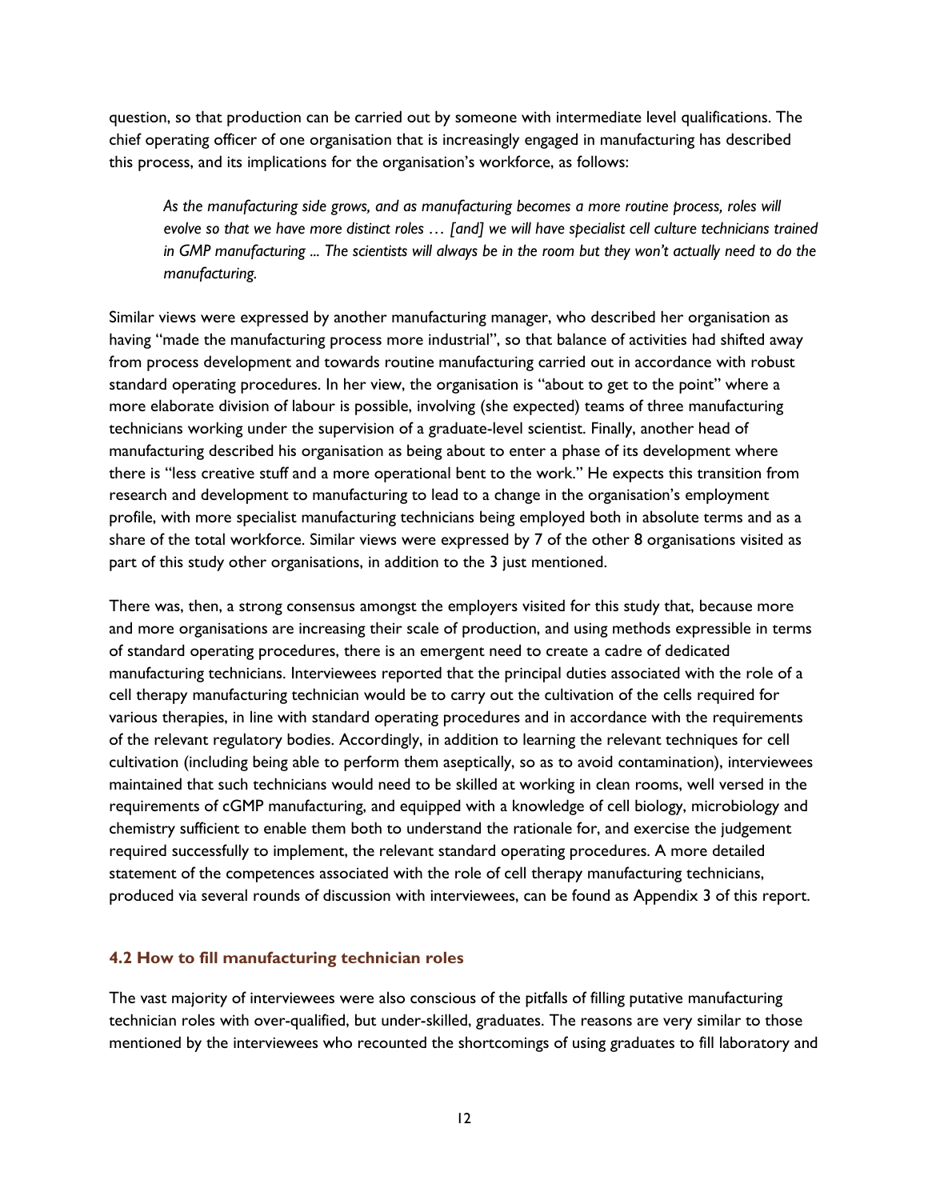question, so that production can be carried out by someone with intermediate level qualifications. The chief operating officer of one organisation that is increasingly engaged in manufacturing has described this process, and its implications for the organisation's workforce, as follows:

> *As the manufacturing side grows, and as manufacturing becomes a more routine process, roles will evolve so that we have more distinct roles … [and] we will have specialist cell culture technicians trained in GMP manufacturing ... The scientists will always be in the room but they won't actually need to do the manufacturing.*

Similar views were expressed by another manufacturing manager, who described her organisation as having "made the manufacturing process more industrial", so that balance of activities had shifted away from process development and towards routine manufacturing carried out in accordance with robust standard operating procedures. In her view, the organisation is "about to get to the point" where a more elaborate division of labour is possible, involving (she expected) teams of three manufacturing technicians working under the supervision of a graduate-level scientist. Finally, another head of manufacturing described his organisation as being about to enter a phase of its development where there is "less creative stuff and a more operational bent to the work." He expects this transition from research and development to manufacturing to lead to a change in the organisation's employment profile, with more specialist manufacturing technicians being employed both in absolute terms and as a share of the total workforce. Similar views were expressed by 7 of the other 8 organisations visited as part of this study other organisations, in addition to the 3 just mentioned.

There was, then, a strong consensus amongst the employers visited for this study that, because more and more organisations are increasing their scale of production, and using methods expressible in terms of standard operating procedures, there is an emergent need to create a cadre of dedicated manufacturing technicians. Interviewees reported that the principal duties associated with the role of a cell therapy manufacturing technician would be to carry out the cultivation of the cells required for various therapies, in line with standard operating procedures and in accordance with the requirements of the relevant regulatory bodies. Accordingly, in addition to learning the relevant techniques for cell cultivation (including being able to perform them aseptically, so as to avoid contamination), interviewees maintained that such technicians would need to be skilled at working in clean rooms, well versed in the requirements of cGMP manufacturing, and equipped with a knowledge of cell biology, microbiology and chemistry sufficient to enable them both to understand the rationale for, and exercise the judgement required successfully to implement, the relevant standard operating procedures. A more detailed statement of the competences associated with the role of cell therapy manufacturing technicians, produced via several rounds of discussion with interviewees, can be found as Appendix 3 of this report.

### 4.2 How to fill manufacturing technician roles

The vast majority of interviewees were also conscious of the pitfalls of filling putative manufacturing technician roles with over-qualified, but under-skilled, graduates. The reasons are very similar to those mentioned by the interviewees who recounted the shortcomings of using graduates to fill laboratory and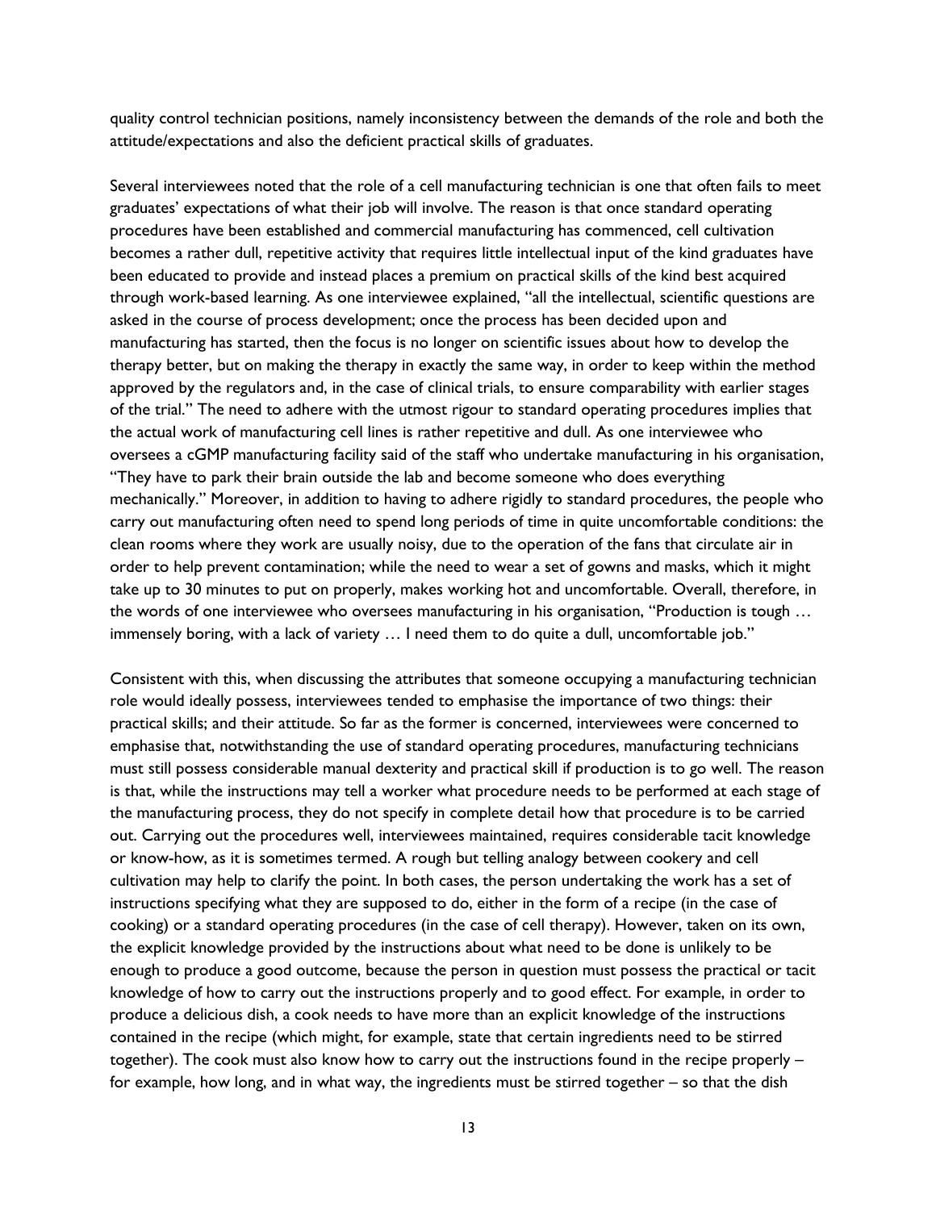quality control technician positions, namely inconsistency between the demands of the role and both the attitude/expectations and also the deficient practical skills of graduates.

Several interviewees noted that the role of a cell manufacturing technician is one that often fails to meet graduates' expectations of what their job will involve. The reason is that once standard operating procedures have been established and commercial manufacturing has commenced, cell cultivation becomes a rather dull, repetitive activity that requires little intellectual input of the kind graduates have been educated to provide and instead places a premium on practical skills of the kind best acquired through work-based learning. As one interviewee explained, "all the intellectual, scientific questions are asked in the course of process development; once the process has been decided upon and manufacturing has started, then the focus is no longer on scientific issues about how to develop the therapy better, but on making the therapy in exactly the same way, in order to keep within the method approved by the regulators and, in the case of clinical trials, to ensure comparability with earlier stages of the trial." The need to adhere with the utmost rigour to standard operating procedures implies that the actual work of manufacturing cell lines is rather repetitive and dull. As one interviewee who oversees a cGMP manufacturing facility said of the staff who undertake manufacturing in his organisation, "They have to park their brain outside the lab and become someone who does everything mechanically." Moreover, in addition to having to adhere rigidly to standard procedures, the people who carry out manufacturing often need to spend long periods of time in quite uncomfortable conditions: the clean rooms where they work are usually noisy, due to the operation of the fans that circulate air in order to help prevent contamination; while the need to wear a set of gowns and masks, which it might take up to 30 minutes to put on properly, makes working hot and uncomfortable. Overall, therefore, in the words of one interviewee who oversees manufacturing in his organisation, "Production is tough … immensely boring, with a lack of variety … I need them to do quite a dull, uncomfortable job."

Consistent with this, when discussing the attributes that someone occupying a manufacturing technician role would ideally possess, interviewees tended to emphasise the importance of two things: their practical skills; and their attitude. So far as the former is concerned, interviewees were concerned to emphasise that, notwithstanding the use of standard operating procedures, manufacturing technicians must still possess considerable manual dexterity and practical skill if production is to go well. The reason is that, while the instructions may tell a worker what procedure needs to be performed at each stage of the manufacturing process, they do not specify in complete detail how that procedure is to be carried out. Carrying out the procedures well, interviewees maintained, requires considerable tacit knowledge or know-how, as it is sometimes termed. A rough but telling analogy between cookery and cell cultivation may help to clarify the point. In both cases, the person undertaking the work has a set of instructions specifying what they are supposed to do, either in the form of a recipe (in the case of cooking) or a standard operating procedures (in the case of cell therapy). However, taken on its own, the explicit knowledge provided by the instructions about what need to be done is unlikely to be enough to produce a good outcome, because the person in question must possess the practical or tacit knowledge of how to carry out the instructions properly and to good effect. For example, in order to produce a delicious dish, a cook needs to have more than an explicit knowledge of the instructions contained in the recipe (which might, for example, state that certain ingredients need to be stirred together). The cook must also know how to carry out the instructions found in the recipe properly – for example, how long, and in what way, the ingredients must be stirred together – so that the dish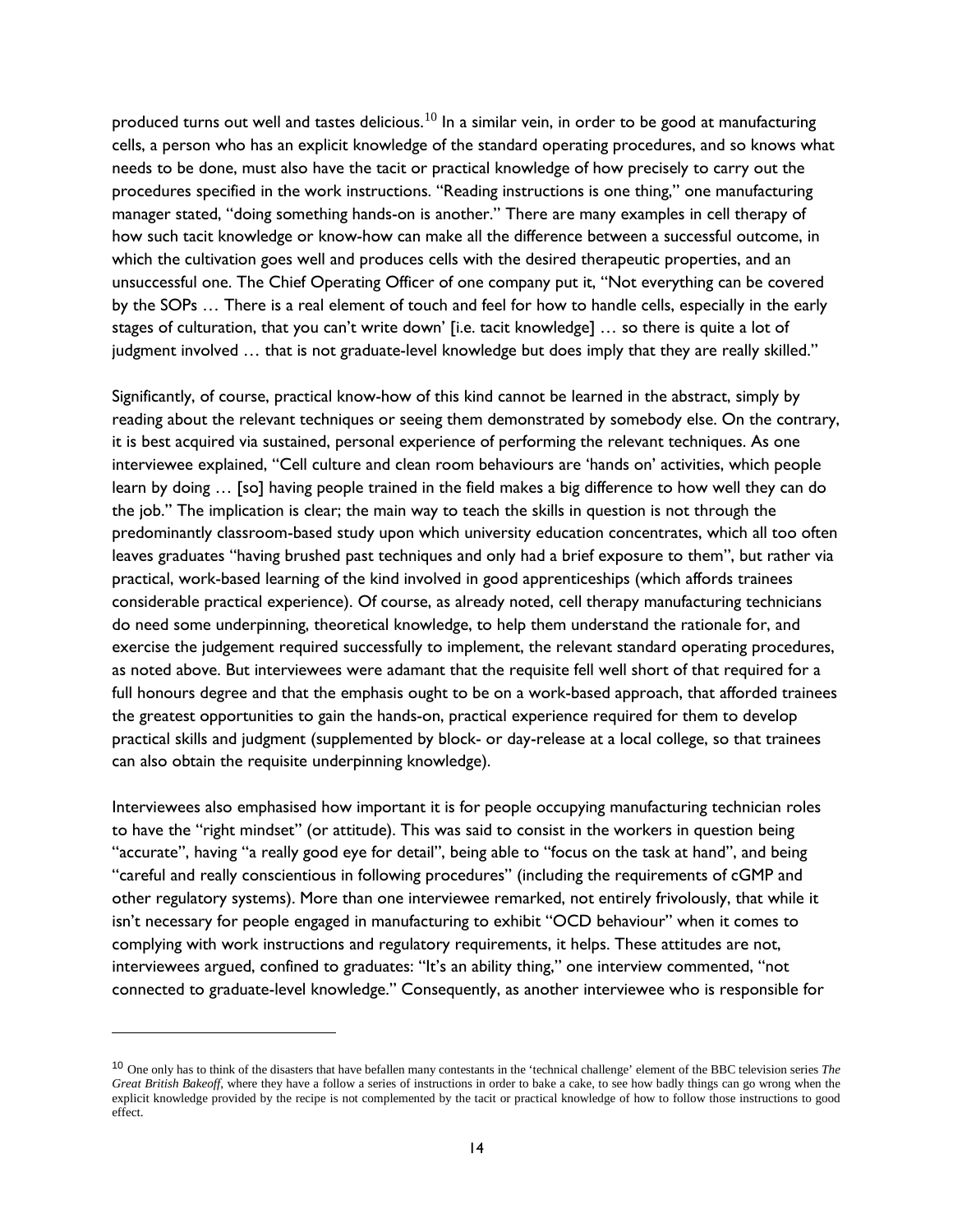produced turns out well and tastes delicious.[10] In a similar vein, in order to be good at manufacturing cells, a person who has an explicit knowledge of the standard operating procedures, and so knows what needs to be done, must also have the tacit or practical knowledge of how precisely to carry out the procedures specified in the work instructions. "Reading instructions is one thing," one manufacturing manager stated, "doing something hands-on is another." There are many examples in cell therapy of how such tacit knowledge or know-how can make all the difference between a successful outcome, in which the cultivation goes well and produces cells with the desired therapeutic properties, and an unsuccessful one. The Chief Operating Officer of one company put it, "Not everything can be covered by the SOPs … There is a real element of touch and feel for how to handle cells, especially in the early stages of culturation, that you can't write down' [i.e. tacit knowledge] … so there is quite a lot of judgment involved … that is not graduate-level knowledge but does imply that they are really skilled."

Significantly, of course, practical know-how of this kind cannot be learned in the abstract, simply by reading about the relevant techniques or seeing them demonstrated by somebody else. On the contrary, it is best acquired via sustained, personal experience of performing the relevant techniques. As one interviewee explained, "Cell culture and clean room behaviours are 'hands on' activities, which people learn by doing … [so] having people trained in the field makes a big difference to how well they can do the job." The implication is clear; the main way to teach the skills in question is not through the predominantly classroom-based study upon which university education concentrates, which all too often leaves graduates "having brushed past techniques and only had a brief exposure to them", but rather via practical, work-based learning of the kind involved in good apprenticeships (which affords trainees considerable practical experience). Of course, as already noted, cell therapy manufacturing technicians do need some underpinning, theoretical knowledge, to help them understand the rationale for, and exercise the judgement required successfully to implement, the relevant standard operating procedures, as noted above. But interviewees were adamant that the requisite fell well short of that required for a full honours degree and that the emphasis ought to be on a work-based approach, that afforded trainees the greatest opportunities to gain the hands-on, practical experience required for them to develop practical skills and judgment (supplemented by block- or day-release at a local college, so that trainees can also obtain the requisite underpinning knowledge).

Interviewees also emphasised how important it is for people occupying manufacturing technician roles to have the "right mindset" (or attitude). This was said to consist in the workers in question being "accurate", having "a really good eye for detail", being able to "focus on the task at hand", and being "careful and really conscientious in following procedures" (including the requirements of cGMP and other regulatory systems). More than one interviewee remarked, not entirely frivolously, that while it isn't necessary for people engaged in manufacturing to exhibit "OCD behaviour" when it comes to complying with work instructions and regulatory requirements, it helps. These attitudes are not, interviewees argued, confined to graduates: "It's an ability thing," one interview commented, "not connected to graduate-level knowledge." Consequently, as another interviewee who is responsible for

[10] One only has to think of the disasters that have befallen many contestants in the 'technical challenge' element of the BBC television series *The Great British Bakeoff*, where they have a follow a series of instructions in order to bake a cake, to see how badly things can go wrong when the explicit knowledge provided by the recipe is not complemented by the tacit or practical knowledge of how to follow those instructions to good effect.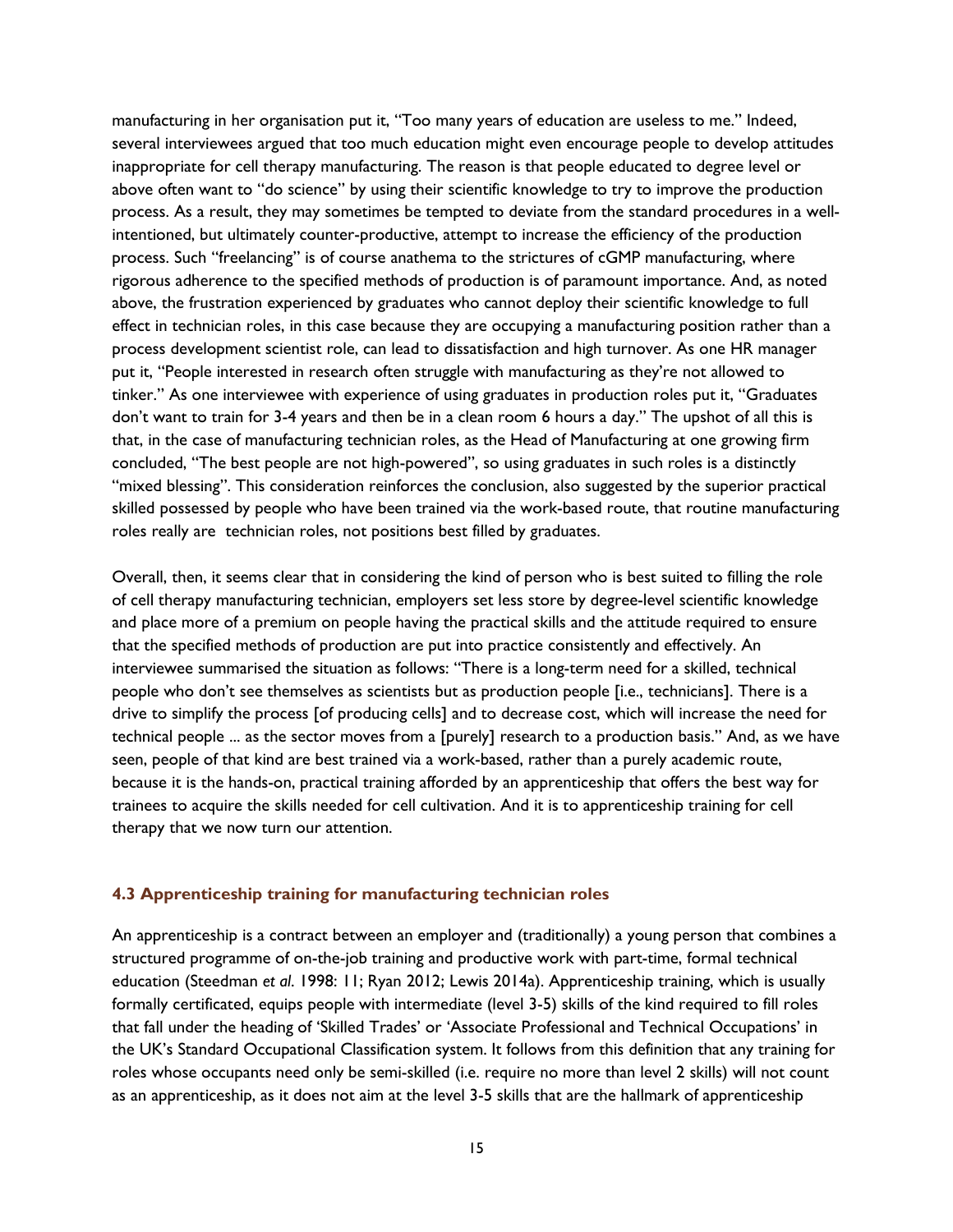manufacturing in her organisation put it, "Too many years of education are useless to me." Indeed, several interviewees argued that too much education might even encourage people to develop attitudes inappropriate for cell therapy manufacturing. The reason is that people educated to degree level or above often want to "do science" by using their scientific knowledge to try to improve the production process. As a result, they may sometimes be tempted to deviate from the standard procedures in a well-intentioned, but ultimately counter-productive, attempt to increase the efficiency of the production process. Such "freelancing" is of course anathema to the strictures of cGMP manufacturing, where rigorous adherence to the specified methods of production is of paramount importance. And, as noted above, the frustration experienced by graduates who cannot deploy their scientific knowledge to full effect in technician roles, in this case because they are occupying a manufacturing position rather than a process development scientist role, can lead to dissatisfaction and high turnover. As one HR manager put it, "People interested in research often struggle with manufacturing as they're not allowed to tinker." As one interviewee with experience of using graduates in production roles put it, "Graduates don't want to train for 3-4 years and then be in a clean room 6 hours a day." The upshot of all this is that, in the case of manufacturing technician roles, as the Head of Manufacturing at one growing firm concluded, "The best people are not high-powered", so using graduates in such roles is a distinctly "mixed blessing". This consideration reinforces the conclusion, also suggested by the superior practical skilled possessed by people who have been trained via the work-based route, that routine manufacturing roles really are technician roles, not positions best filled by graduates.

Overall, then, it seems clear that in considering the kind of person who is best suited to filling the role of cell therapy manufacturing technician, employers set less store by degree-level scientific knowledge and place more of a premium on people having the practical skills and the attitude required to ensure that the specified methods of production are put into practice consistently and effectively. An interviewee summarised the situation as follows: "There is a long-term need for a skilled, technical people who don't see themselves as scientists but as production people [i.e., technicians]. There is a drive to simplify the process [of producing cells] and to decrease cost, which will increase the need for technical people ... as the sector moves from a [purely] research to a production basis." And, as we have seen, people of that kind are best trained via a work-based, rather than a purely academic route, because it is the hands-on, practical training afforded by an apprenticeship that offers the best way for trainees to acquire the skills needed for cell cultivation. And it is to apprenticeship training for cell therapy that we now turn our attention.

### 4.3 Apprenticeship training for manufacturing technician roles

An apprenticeship is a contract between an employer and (traditionally) a young person that combines a structured programme of on-the-job training and productive work with part-time, formal technical education (Steedman *et al.* 1998: 11; Ryan 2012; Lewis 2014a). Apprenticeship training, which is usually formally certificated, equips people with intermediate (level 3-5) skills of the kind required to fill roles that fall under the heading of 'Skilled Trades' or 'Associate Professional and Technical Occupations' in the UK's Standard Occupational Classification system. It follows from this definition that any training for roles whose occupants need only be semi-skilled (i.e. require no more than level 2 skills) will not count as an apprenticeship, as it does not aim at the level 3-5 skills that are the hallmark of apprenticeship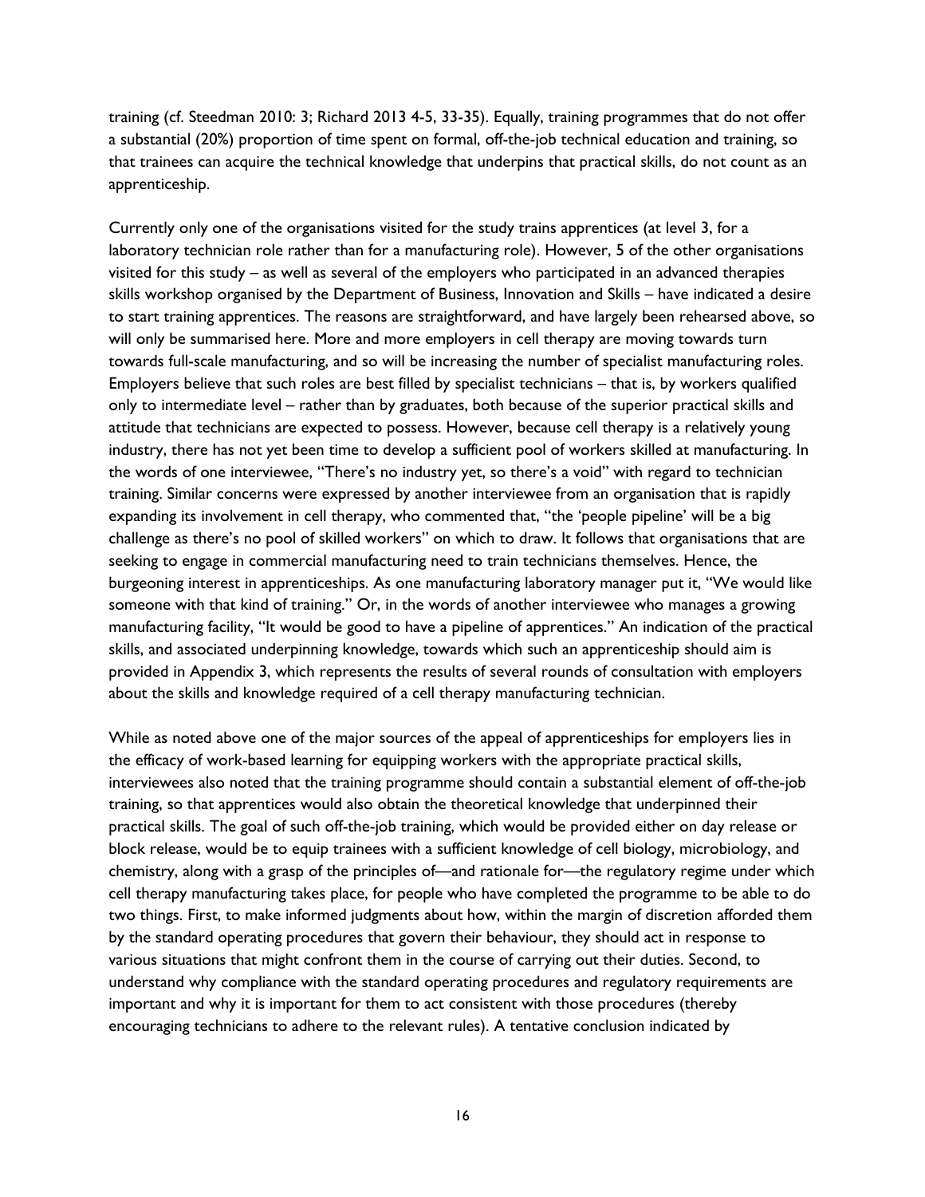training (cf. Steedman 2010: 3; Richard 2013 4-5, 33-35). Equally, training programmes that do not offer a substantial (20%) proportion of time spent on formal, off-the-job technical education and training, so that trainees can acquire the technical knowledge that underpins that practical skills, do not count as an apprenticeship.

Currently only one of the organisations visited for the study trains apprentices (at level 3, for a laboratory technician role rather than for a manufacturing role). However, 5 of the other organisations visited for this study – as well as several of the employers who participated in an advanced therapies skills workshop organised by the Department of Business, Innovation and Skills – have indicated a desire to start training apprentices. The reasons are straightforward, and have largely been rehearsed above, so will only be summarised here. More and more employers in cell therapy are moving towards turn towards full-scale manufacturing, and so will be increasing the number of specialist manufacturing roles. Employers believe that such roles are best filled by specialist technicians – that is, by workers qualified only to intermediate level – rather than by graduates, both because of the superior practical skills and attitude that technicians are expected to possess. However, because cell therapy is a relatively young industry, there has not yet been time to develop a sufficient pool of workers skilled at manufacturing. In the words of one interviewee, "There's no industry yet, so there's a void" with regard to technician training. Similar concerns were expressed by another interviewee from an organisation that is rapidly expanding its involvement in cell therapy, who commented that, "the 'people pipeline' will be a big challenge as there's no pool of skilled workers" on which to draw. It follows that organisations that are seeking to engage in commercial manufacturing need to train technicians themselves. Hence, the burgeoning interest in apprenticeships. As one manufacturing laboratory manager put it, "We would like someone with that kind of training." Or, in the words of another interviewee who manages a growing manufacturing facility, "It would be good to have a pipeline of apprentices." An indication of the practical skills, and associated underpinning knowledge, towards which such an apprenticeship should aim is provided in Appendix 3, which represents the results of several rounds of consultation with employers about the skills and knowledge required of a cell therapy manufacturing technician.

While as noted above one of the major sources of the appeal of apprenticeships for employers lies in the efficacy of work-based learning for equipping workers with the appropriate practical skills, interviewees also noted that the training programme should contain a substantial element of off-the-job training, so that apprentices would also obtain the theoretical knowledge that underpinned their practical skills. The goal of such off-the-job training, which would be provided either on day release or block release, would be to equip trainees with a sufficient knowledge of cell biology, microbiology, and chemistry, along with a grasp of the principles of—and rationale for—the regulatory regime under which cell therapy manufacturing takes place, for people who have completed the programme to be able to do two things. First, to make informed judgments about how, within the margin of discretion afforded them by the standard operating procedures that govern their behaviour, they should act in response to various situations that might confront them in the course of carrying out their duties. Second, to understand why compliance with the standard operating procedures and regulatory requirements are important and why it is important for them to act consistent with those procedures (thereby encouraging technicians to adhere to the relevant rules). A tentative conclusion indicated by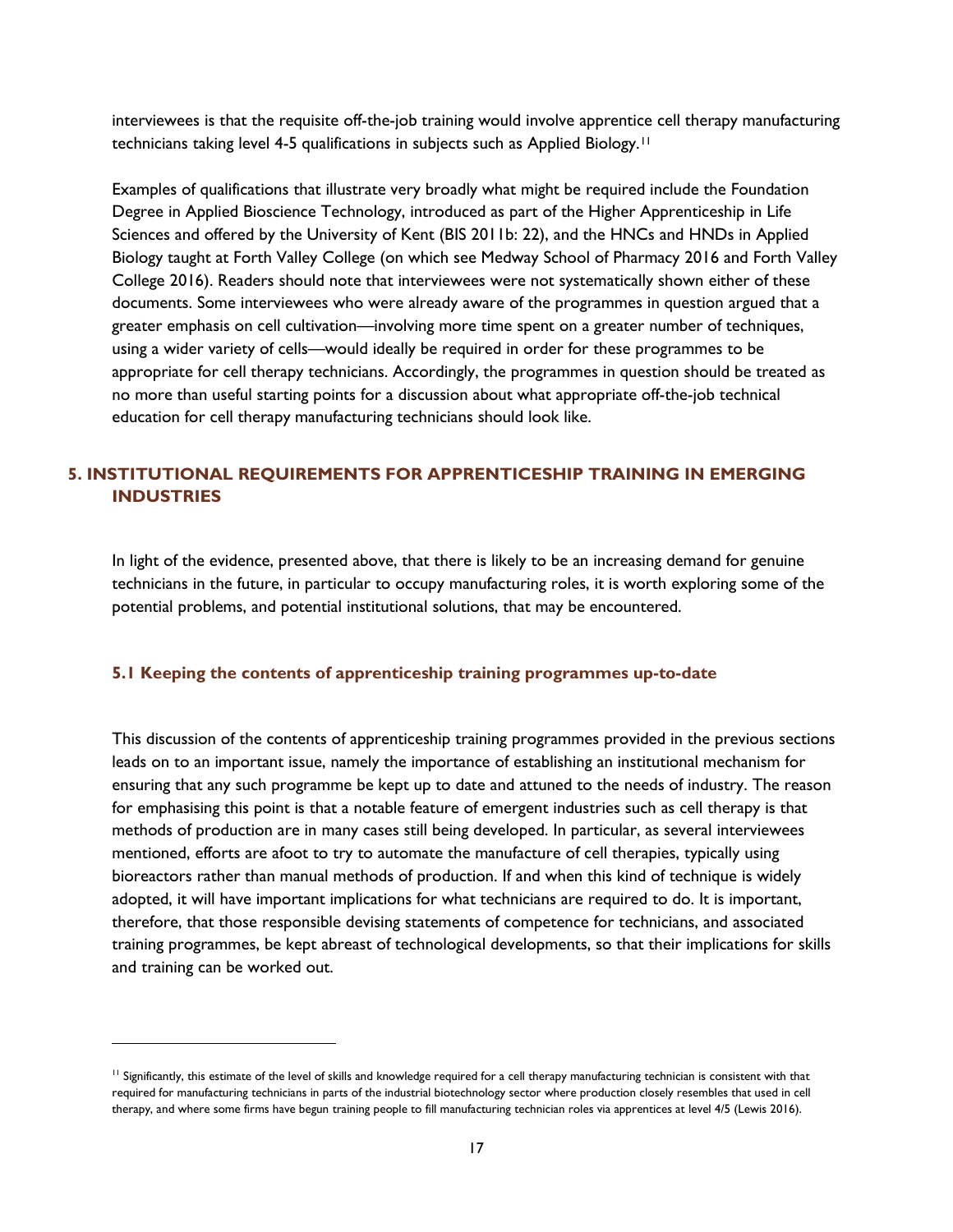interviewees is that the requisite off-the-job training would involve apprentice cell therapy manufacturing technicians taking level 4-5 qualifications in subjects such as Applied Biology.[11]

Examples of qualifications that illustrate very broadly what might be required include the Foundation Degree in Applied Bioscience Technology, introduced as part of the Higher Apprenticeship in Life Sciences and offered by the University of Kent (BIS 2011b: 22), and the HNCs and HNDs in Applied Biology taught at Forth Valley College (on which see Medway School of Pharmacy 2016 and Forth Valley College 2016). Readers should note that interviewees were not systematically shown either of these documents. Some interviewees who were already aware of the programmes in question argued that a greater emphasis on cell cultivation—involving more time spent on a greater number of techniques, using a wider variety of cells—would ideally be required in order for these programmes to be appropriate for cell therapy technicians. Accordingly, the programmes in question should be treated as no more than useful starting points for a discussion about what appropriate off-the-job technical education for cell therapy manufacturing technicians should look like.

## 5. INSTITUTIONAL REQUIREMENTS FOR APPRENTICESHIP TRAINING IN EMERGING INDUSTRIES

In light of the evidence, presented above, that there is likely to be an increasing demand for genuine technicians in the future, in particular to occupy manufacturing roles, it is worth exploring some of the potential problems, and potential institutional solutions, that may be encountered.

### 5.1 Keeping the contents of apprenticeship training programmes up-to-date

This discussion of the contents of apprenticeship training programmes provided in the previous sections leads on to an important issue, namely the importance of establishing an institutional mechanism for ensuring that any such programme be kept up to date and attuned to the needs of industry. The reason for emphasising this point is that a notable feature of emergent industries such as cell therapy is that methods of production are in many cases still being developed. In particular, as several interviewees mentioned, efforts are afoot to try to automate the manufacture of cell therapies, typically using bioreactors rather than manual methods of production. If and when this kind of technique is widely adopted, it will have important implications for what technicians are required to do. It is important, therefore, that those responsible devising statements of competence for technicians, and associated training programmes, be kept abreast of technological developments, so that their implications for skills and training can be worked out.

---

[11] Significantly, this estimate of the level of skills and knowledge required for a cell therapy manufacturing technician is consistent with that required for manufacturing technicians in parts of the industrial biotechnology sector where production closely resembles that used in cell therapy, and where some firms have begun training people to fill manufacturing technician roles via apprentices at level 4/5 (Lewis 2016).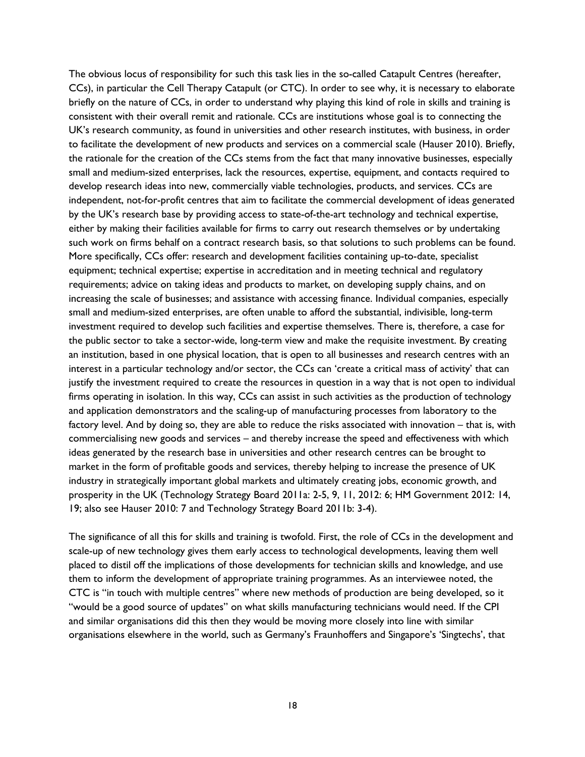The obvious locus of responsibility for such this task lies in the so-called Catapult Centres (hereafter, CCs), in particular the Cell Therapy Catapult (or CTC). In order to see why, it is necessary to elaborate briefly on the nature of CCs, in order to understand why playing this kind of role in skills and training is consistent with their overall remit and rationale. CCs are institutions whose goal is to connecting the UK's research community, as found in universities and other research institutes, with business, in order to facilitate the development of new products and services on a commercial scale (Hauser 2010). Briefly, the rationale for the creation of the CCs stems from the fact that many innovative businesses, especially small and medium-sized enterprises, lack the resources, expertise, equipment, and contacts required to develop research ideas into new, commercially viable technologies, products, and services. CCs are independent, not-for-profit centres that aim to facilitate the commercial development of ideas generated by the UK's research base by providing access to state-of-the-art technology and technical expertise, either by making their facilities available for firms to carry out research themselves or by undertaking such work on firms behalf on a contract research basis, so that solutions to such problems can be found. More specifically, CCs offer: research and development facilities containing up-to-date, specialist equipment; technical expertise; expertise in accreditation and in meeting technical and regulatory requirements; advice on taking ideas and products to market, on developing supply chains, and on increasing the scale of businesses; and assistance with accessing finance. Individual companies, especially small and medium-sized enterprises, are often unable to afford the substantial, indivisible, long-term investment required to develop such facilities and expertise themselves. There is, therefore, a case for the public sector to take a sector-wide, long-term view and make the requisite investment. By creating an institution, based in one physical location, that is open to all businesses and research centres with an interest in a particular technology and/or sector, the CCs can 'create a critical mass of activity' that can justify the investment required to create the resources in question in a way that is not open to individual firms operating in isolation. In this way, CCs can assist in such activities as the production of technology and application demonstrators and the scaling-up of manufacturing processes from laboratory to the factory level. And by doing so, they are able to reduce the risks associated with innovation – that is, with commercialising new goods and services – and thereby increase the speed and effectiveness with which ideas generated by the research base in universities and other research centres can be brought to market in the form of profitable goods and services, thereby helping to increase the presence of UK industry in strategically important global markets and ultimately creating jobs, economic growth, and prosperity in the UK (Technology Strategy Board 2011a: 2-5, 9, 11, 2012: 6; HM Government 2012: 14, 19; also see Hauser 2010: 7 and Technology Strategy Board 2011b: 3-4).

The significance of all this for skills and training is twofold. First, the role of CCs in the development and scale-up of new technology gives them early access to technological developments, leaving them well placed to distil off the implications of those developments for technician skills and knowledge, and use them to inform the development of appropriate training programmes. As an interviewee noted, the CTC is "in touch with multiple centres" where new methods of production are being developed, so it "would be a good source of updates" on what skills manufacturing technicians would need. If the CPI and similar organisations did this then they would be moving more closely into line with similar organisations elsewhere in the world, such as Germany's Fraunhoffers and Singapore's 'Singtechs', that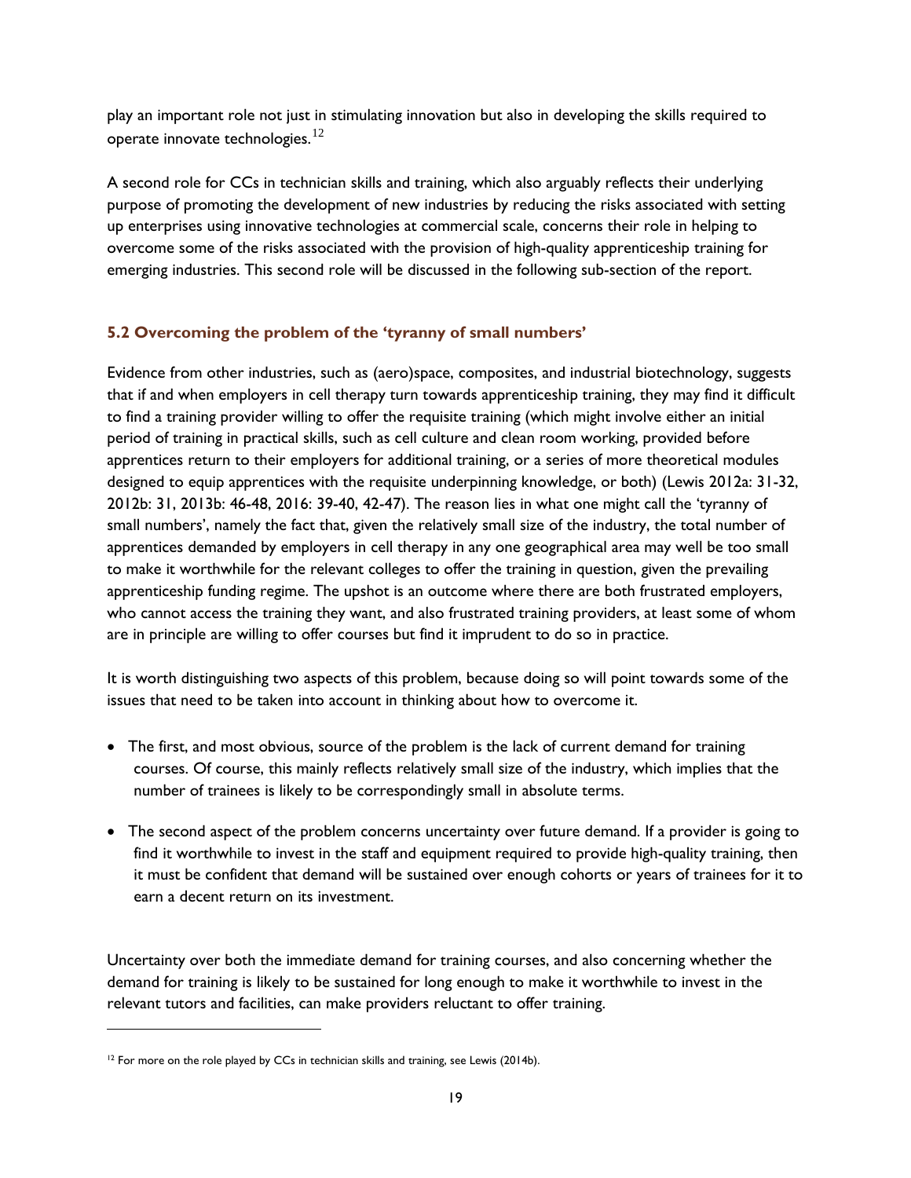play an important role not just in stimulating innovation but also in developing the skills required to operate innovate technologies.[12]

A second role for CCs in technician skills and training, which also arguably reflects their underlying purpose of promoting the development of new industries by reducing the risks associated with setting up enterprises using innovative technologies at commercial scale, concerns their role in helping to overcome some of the risks associated with the provision of high-quality apprenticeship training for emerging industries. This second role will be discussed in the following sub-section of the report.

### 5.2 Overcoming the problem of the 'tyranny of small numbers'

Evidence from other industries, such as (aero)space, composites, and industrial biotechnology, suggests that if and when employers in cell therapy turn towards apprenticeship training, they may find it difficult to find a training provider willing to offer the requisite training (which might involve either an initial period of training in practical skills, such as cell culture and clean room working, provided before apprentices return to their employers for additional training, or a series of more theoretical modules designed to equip apprentices with the requisite underpinning knowledge, or both) (Lewis 2012a: 31-32, 2012b: 31, 2013b: 46-48, 2016: 39-40, 42-47). The reason lies in what one might call the 'tyranny of small numbers', namely the fact that, given the relatively small size of the industry, the total number of apprentices demanded by employers in cell therapy in any one geographical area may well be too small to make it worthwhile for the relevant colleges to offer the training in question, given the prevailing apprenticeship funding regime. The upshot is an outcome where there are both frustrated employers, who cannot access the training they want, and also frustrated training providers, at least some of whom are in principle are willing to offer courses but find it imprudent to do so in practice.

It is worth distinguishing two aspects of this problem, because doing so will point towards some of the issues that need to be taken into account in thinking about how to overcome it.

- The first, and most obvious, source of the problem is the lack of current demand for training courses. Of course, this mainly reflects relatively small size of the industry, which implies that the number of trainees is likely to be correspondingly small in absolute terms.
- The second aspect of the problem concerns uncertainty over future demand. If a provider is going to find it worthwhile to invest in the staff and equipment required to provide high-quality training, then it must be confident that demand will be sustained over enough cohorts or years of trainees for it to earn a decent return on its investment.

Uncertainty over both the immediate demand for training courses, and also concerning whether the demand for training is likely to be sustained for long enough to make it worthwhile to invest in the relevant tutors and facilities, can make providers reluctant to offer training.

[12] For more on the role played by CCs in technician skills and training, see Lewis (2014b).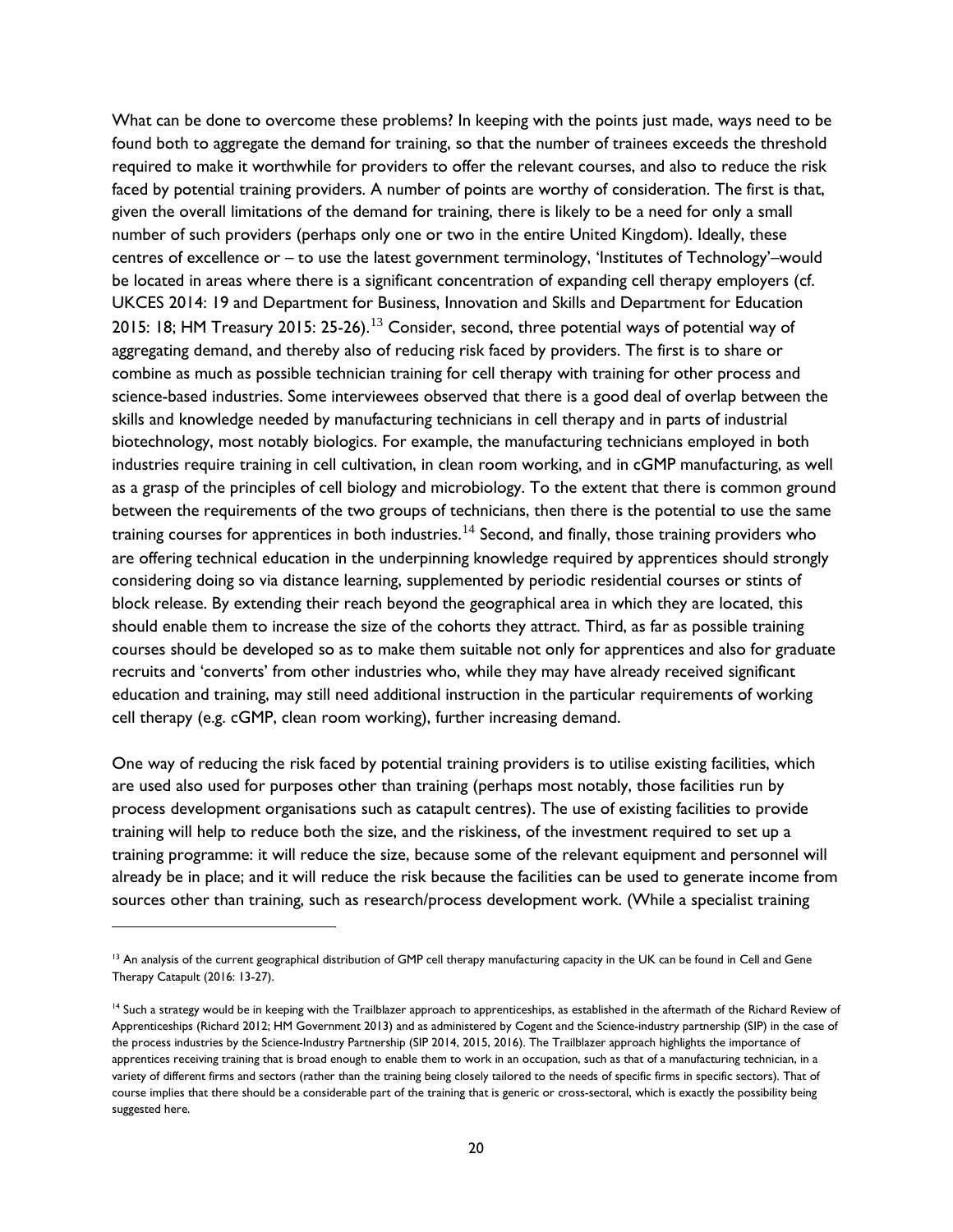What can be done to overcome these problems? In keeping with the points just made, ways need to be found both to aggregate the demand for training, so that the number of trainees exceeds the threshold required to make it worthwhile for providers to offer the relevant courses, and also to reduce the risk faced by potential training providers. A number of points are worthy of consideration. The first is that, given the overall limitations of the demand for training, there is likely to be a need for only a small number of such providers (perhaps only one or two in the entire United Kingdom). Ideally, these centres of excellence or – to use the latest government terminology, 'Institutes of Technology'–would be located in areas where there is a significant concentration of expanding cell therapy employers (cf. UKCES 2014: 19 and Department for Business, Innovation and Skills and Department for Education 2015: 18; HM Treasury 2015: 25-26).[13] Consider, second, three potential ways of potential way of aggregating demand, and thereby also of reducing risk faced by providers. The first is to share or combine as much as possible technician training for cell therapy with training for other process and science-based industries. Some interviewees observed that there is a good deal of overlap between the skills and knowledge needed by manufacturing technicians in cell therapy and in parts of industrial biotechnology, most notably biologics. For example, the manufacturing technicians employed in both industries require training in cell cultivation, in clean room working, and in cGMP manufacturing, as well as a grasp of the principles of cell biology and microbiology. To the extent that there is common ground between the requirements of the two groups of technicians, then there is the potential to use the same training courses for apprentices in both industries.[14] Second, and finally, those training providers who are offering technical education in the underpinning knowledge required by apprentices should strongly considering doing so via distance learning, supplemented by periodic residential courses or stints of block release. By extending their reach beyond the geographical area in which they are located, this should enable them to increase the size of the cohorts they attract. Third, as far as possible training courses should be developed so as to make them suitable not only for apprentices and also for graduate recruits and 'converts' from other industries who, while they may have already received significant education and training, may still need additional instruction in the particular requirements of working cell therapy (e.g. cGMP, clean room working), further increasing demand.

One way of reducing the risk faced by potential training providers is to utilise existing facilities, which are used also used for purposes other than training (perhaps most notably, those facilities run by process development organisations such as catapult centres). The use of existing facilities to provide training will help to reduce both the size, and the riskiness, of the investment required to set up a training programme: it will reduce the size, because some of the relevant equipment and personnel will already be in place; and it will reduce the risk because the facilities can be used to generate income from sources other than training, such as research/process development work. (While a specialist training

---

[13] An analysis of the current geographical distribution of GMP cell therapy manufacturing capacity in the UK can be found in Cell and Gene Therapy Catapult (2016: 13-27).

[14] Such a strategy would be in keeping with the Trailblazer approach to apprenticeships, as established in the aftermath of the Richard Review of Apprenticeships (Richard 2012; HM Government 2013) and as administered by Cogent and the Science-industry partnership (SIP) in the case of the process industries by the Science-Industry Partnership (SIP 2014, 2015, 2016). The Trailblazer approach highlights the importance of apprentices receiving training that is broad enough to enable them to work in an occupation, such as that of a manufacturing technician, in a variety of different firms and sectors (rather than the training being closely tailored to the needs of specific firms in specific sectors). That of course implies that there should be a considerable part of the training that is generic or cross-sectoral, which is exactly the possibility being suggested here.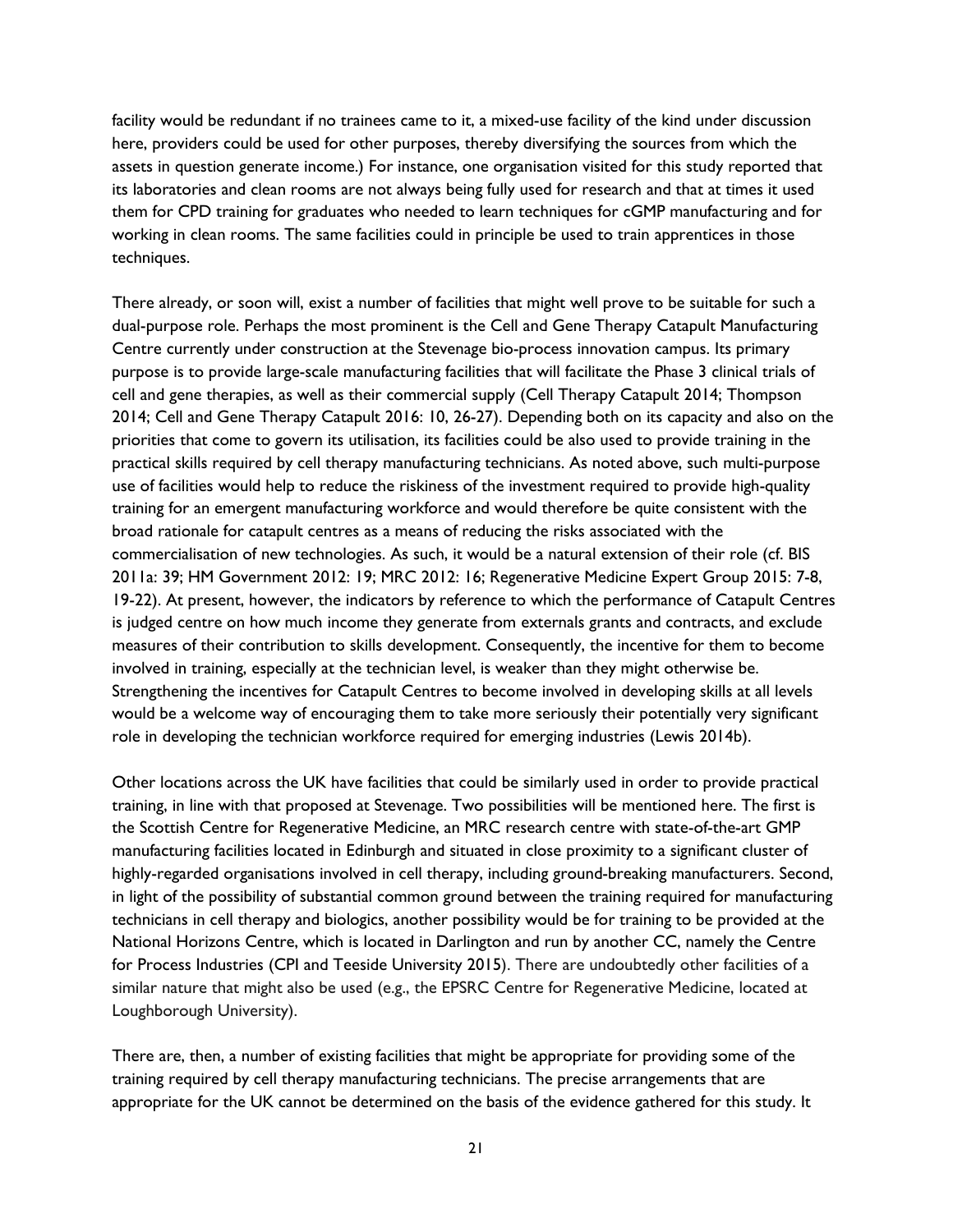facility would be redundant if no trainees came to it, a mixed-use facility of the kind under discussion here, providers could be used for other purposes, thereby diversifying the sources from which the assets in question generate income.) For instance, one organisation visited for this study reported that its laboratories and clean rooms are not always being fully used for research and that at times it used them for CPD training for graduates who needed to learn techniques for cGMP manufacturing and for working in clean rooms. The same facilities could in principle be used to train apprentices in those techniques.

There already, or soon will, exist a number of facilities that might well prove to be suitable for such a dual-purpose role. Perhaps the most prominent is the Cell and Gene Therapy Catapult Manufacturing Centre currently under construction at the Stevenage bio-process innovation campus. Its primary purpose is to provide large-scale manufacturing facilities that will facilitate the Phase 3 clinical trials of cell and gene therapies, as well as their commercial supply (Cell Therapy Catapult 2014; Thompson 2014; Cell and Gene Therapy Catapult 2016: 10, 26-27). Depending both on its capacity and also on the priorities that come to govern its utilisation, its facilities could be also used to provide training in the practical skills required by cell therapy manufacturing technicians. As noted above, such multi-purpose use of facilities would help to reduce the riskiness of the investment required to provide high-quality training for an emergent manufacturing workforce and would therefore be quite consistent with the broad rationale for catapult centres as a means of reducing the risks associated with the commercialisation of new technologies. As such, it would be a natural extension of their role (cf. BIS 2011a: 39; HM Government 2012: 19; MRC 2012: 16; Regenerative Medicine Expert Group 2015: 7-8, 19-22). At present, however, the indicators by reference to which the performance of Catapult Centres is judged centre on how much income they generate from externals grants and contracts, and exclude measures of their contribution to skills development. Consequently, the incentive for them to become involved in training, especially at the technician level, is weaker than they might otherwise be. Strengthening the incentives for Catapult Centres to become involved in developing skills at all levels would be a welcome way of encouraging them to take more seriously their potentially very significant role in developing the technician workforce required for emerging industries (Lewis 2014b).

Other locations across the UK have facilities that could be similarly used in order to provide practical training, in line with that proposed at Stevenage. Two possibilities will be mentioned here. The first is the Scottish Centre for Regenerative Medicine, an MRC research centre with state-of-the-art GMP manufacturing facilities located in Edinburgh and situated in close proximity to a significant cluster of highly-regarded organisations involved in cell therapy, including ground-breaking manufacturers. Second, in light of the possibility of substantial common ground between the training required for manufacturing technicians in cell therapy and biologics, another possibility would be for training to be provided at the National Horizons Centre, which is located in Darlington and run by another CC, namely the Centre for Process Industries (CPI and Teeside University 2015). There are undoubtedly other facilities of a similar nature that might also be used (e.g., the EPSRC Centre for Regenerative Medicine, located at Loughborough University).

There are, then, a number of existing facilities that might be appropriate for providing some of the training required by cell therapy manufacturing technicians. The precise arrangements that are appropriate for the UK cannot be determined on the basis of the evidence gathered for this study. It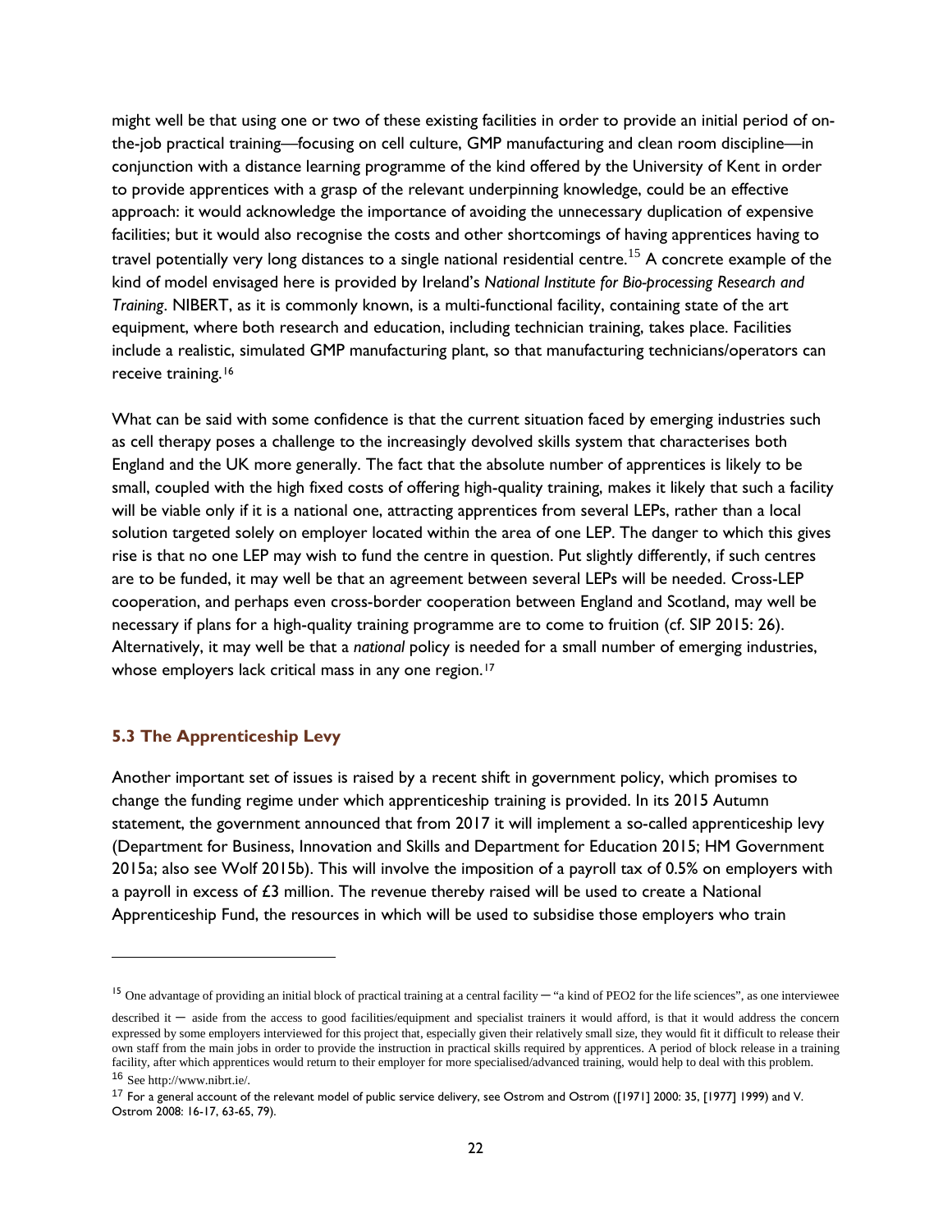might well be that using one or two of these existing facilities in order to provide an initial period of on-the-job practical training—focusing on cell culture, GMP manufacturing and clean room discipline—in conjunction with a distance learning programme of the kind offered by the University of Kent in order to provide apprentices with a grasp of the relevant underpinning knowledge, could be an effective approach: it would acknowledge the importance of avoiding the unnecessary duplication of expensive facilities; but it would also recognise the costs and other shortcomings of having apprentices having to travel potentially very long distances to a single national residential centre.[15] A concrete example of the kind of model envisaged here is provided by Ireland's *National Institute for Bio-processing Research and Training*. NIBERT, as it is commonly known, is a multi-functional facility, containing state of the art equipment, where both research and education, including technician training, takes place. Facilities include a realistic, simulated GMP manufacturing plant, so that manufacturing technicians/operators can receive training.[16]

What can be said with some confidence is that the current situation faced by emerging industries such as cell therapy poses a challenge to the increasingly devolved skills system that characterises both England and the UK more generally. The fact that the absolute number of apprentices is likely to be small, coupled with the high fixed costs of offering high-quality training, makes it likely that such a facility will be viable only if it is a national one, attracting apprentices from several LEPs, rather than a local solution targeted solely on employer located within the area of one LEP. The danger to which this gives rise is that no one LEP may wish to fund the centre in question. Put slightly differently, if such centres are to be funded, it may well be that an agreement between several LEPs will be needed. Cross-LEP cooperation, and perhaps even cross-border cooperation between England and Scotland, may well be necessary if plans for a high-quality training programme are to come to fruition (cf. SIP 2015: 26). Alternatively, it may well be that a *national* policy is needed for a small number of emerging industries, whose employers lack critical mass in any one region.[17]

### 5.3 The Apprenticeship Levy

Another important set of issues is raised by a recent shift in government policy, which promises to change the funding regime under which apprenticeship training is provided. In its 2015 Autumn statement, the government announced that from 2017 it will implement a so-called apprenticeship levy (Department for Business, Innovation and Skills and Department for Education 2015; HM Government 2015a; also see Wolf 2015b). This will involve the imposition of a payroll tax of 0.5% on employers with a payroll in excess of £3 million. The revenue thereby raised will be used to create a National Apprenticeship Fund, the resources in which will be used to subsidise those employers who train

---

[15] One advantage of providing an initial block of practical training at a central facility — "a kind of PEO2 for the life sciences", as one interviewee described it — aside from the access to good facilities/equipment and specialist trainers it would afford, is that it would address the concern expressed by some employers interviewed for this project that, especially given their relatively small size, they would fit it difficult to release their own staff from the main jobs in order to provide the instruction in practical skills required by apprentices. A period of block release in a training facility, after which apprentices would return to their employer for more specialised/advanced training, would help to deal with this problem.

[16] See http://www.nibrt.ie/.

[17] For a general account of the relevant model of public service delivery, see Ostrom and Ostrom ([1971] 2000: 35, [1977] 1999) and V. Ostrom 2008: 16-17, 63-65, 79).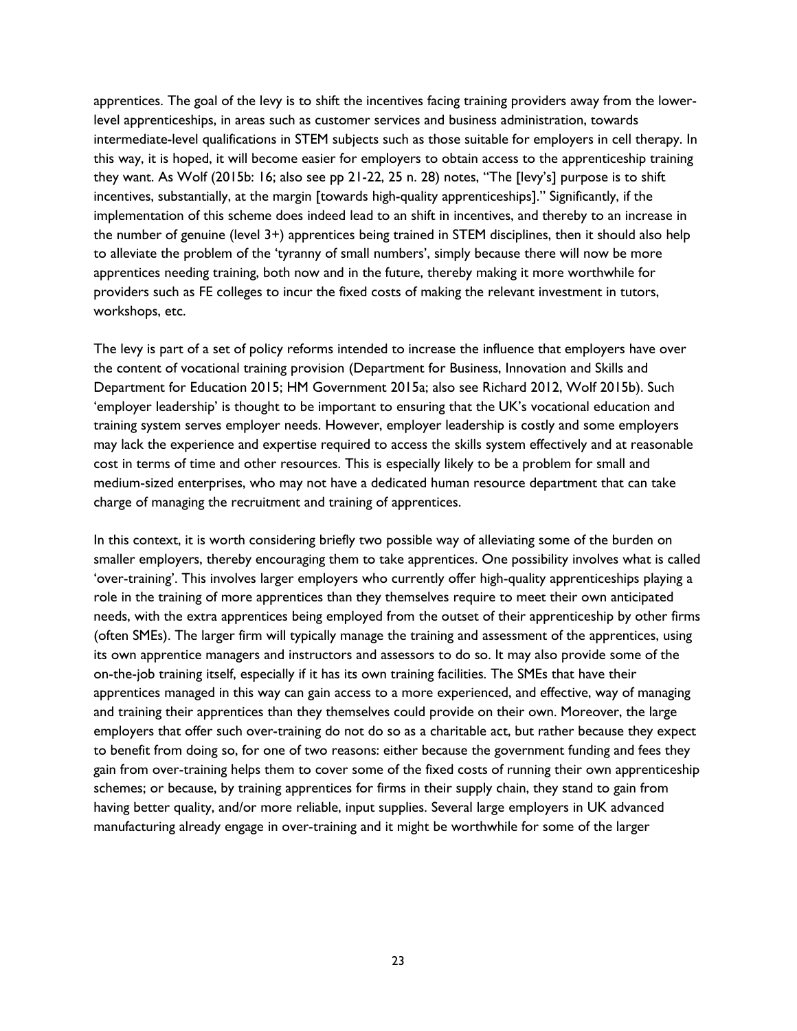apprentices. The goal of the levy is to shift the incentives facing training providers away from the lower-level apprenticeships, in areas such as customer services and business administration, towards intermediate-level qualifications in STEM subjects such as those suitable for employers in cell therapy. In this way, it is hoped, it will become easier for employers to obtain access to the apprenticeship training they want. As Wolf (2015b: 16; also see pp 21-22, 25 n. 28) notes, "The [levy's] purpose is to shift incentives, substantially, at the margin [towards high-quality apprenticeships]." Significantly, if the implementation of this scheme does indeed lead to an shift in incentives, and thereby to an increase in the number of genuine (level 3+) apprentices being trained in STEM disciplines, then it should also help to alleviate the problem of the 'tyranny of small numbers', simply because there will now be more apprentices needing training, both now and in the future, thereby making it more worthwhile for providers such as FE colleges to incur the fixed costs of making the relevant investment in tutors, workshops, etc.

The levy is part of a set of policy reforms intended to increase the influence that employers have over the content of vocational training provision (Department for Business, Innovation and Skills and Department for Education 2015; HM Government 2015a; also see Richard 2012, Wolf 2015b). Such 'employer leadership' is thought to be important to ensuring that the UK's vocational education and training system serves employer needs. However, employer leadership is costly and some employers may lack the experience and expertise required to access the skills system effectively and at reasonable cost in terms of time and other resources. This is especially likely to be a problem for small and medium-sized enterprises, who may not have a dedicated human resource department that can take charge of managing the recruitment and training of apprentices.

In this context, it is worth considering briefly two possible way of alleviating some of the burden on smaller employers, thereby encouraging them to take apprentices. One possibility involves what is called 'over-training'. This involves larger employers who currently offer high-quality apprenticeships playing a role in the training of more apprentices than they themselves require to meet their own anticipated needs, with the extra apprentices being employed from the outset of their apprenticeship by other firms (often SMEs). The larger firm will typically manage the training and assessment of the apprentices, using its own apprentice managers and instructors and assessors to do so. It may also provide some of the on-the-job training itself, especially if it has its own training facilities. The SMEs that have their apprentices managed in this way can gain access to a more experienced, and effective, way of managing and training their apprentices than they themselves could provide on their own. Moreover, the large employers that offer such over-training do not do so as a charitable act, but rather because they expect to benefit from doing so, for one of two reasons: either because the government funding and fees they gain from over-training helps them to cover some of the fixed costs of running their own apprenticeship schemes; or because, by training apprentices for firms in their supply chain, they stand to gain from having better quality, and/or more reliable, input supplies. Several large employers in UK advanced manufacturing already engage in over-training and it might be worthwhile for some of the larger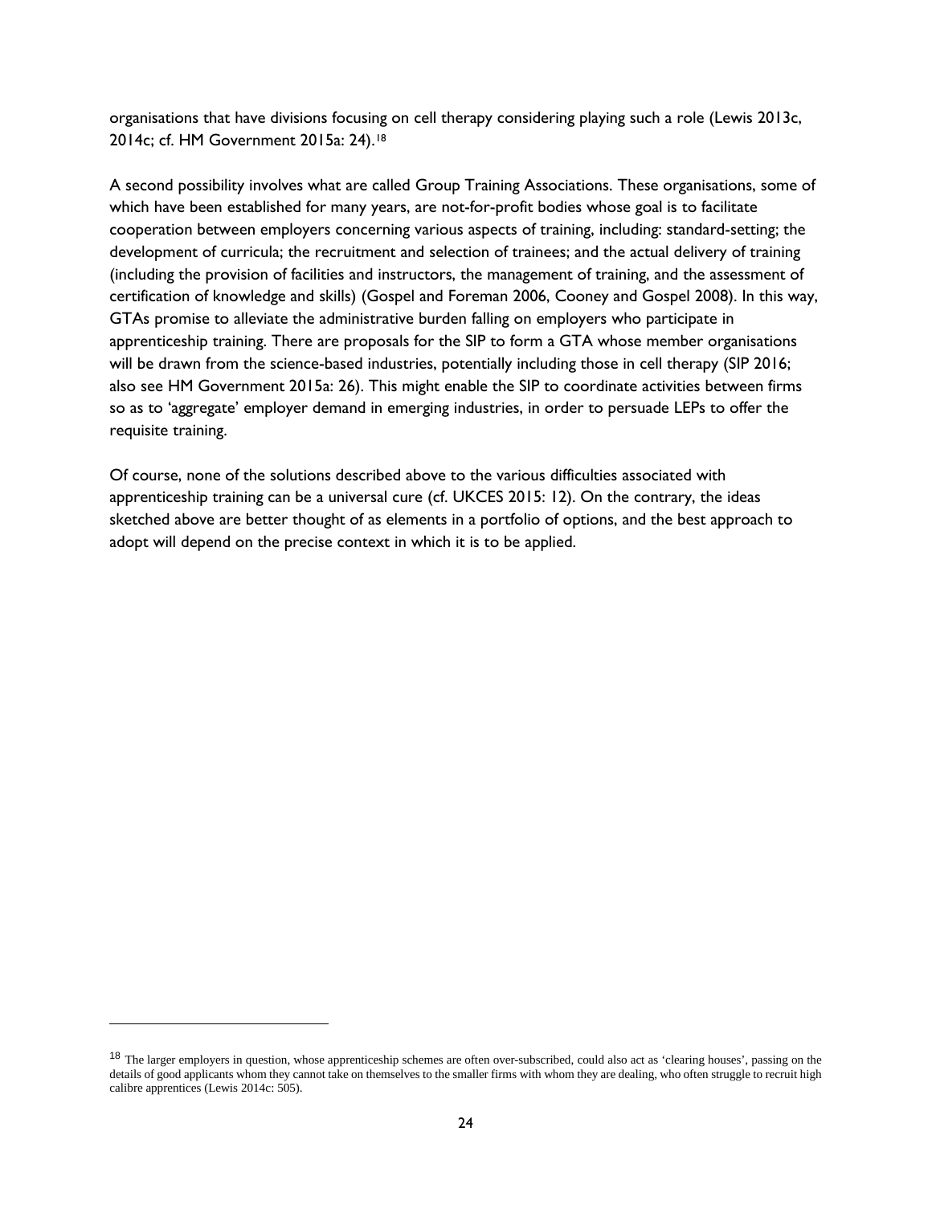organisations that have divisions focusing on cell therapy considering playing such a role (Lewis 2013c, 2014c; cf. HM Government 2015a: 24).[18]

A second possibility involves what are called Group Training Associations. These organisations, some of which have been established for many years, are not-for-profit bodies whose goal is to facilitate cooperation between employers concerning various aspects of training, including: standard-setting; the development of curricula; the recruitment and selection of trainees; and the actual delivery of training (including the provision of facilities and instructors, the management of training, and the assessment of certification of knowledge and skills) (Gospel and Foreman 2006, Cooney and Gospel 2008). In this way, GTAs promise to alleviate the administrative burden falling on employers who participate in apprenticeship training. There are proposals for the SIP to form a GTA whose member organisations will be drawn from the science-based industries, potentially including those in cell therapy (SIP 2016; also see HM Government 2015a: 26). This might enable the SIP to coordinate activities between firms so as to 'aggregate' employer demand in emerging industries, in order to persuade LEPs to offer the requisite training.

Of course, none of the solutions described above to the various difficulties associated with apprenticeship training can be a universal cure (cf. UKCES 2015: 12). On the contrary, the ideas sketched above are better thought of as elements in a portfolio of options, and the best approach to adopt will depend on the precise context in which it is to be applied.

---

[18] The larger employers in question, whose apprenticeship schemes are often over-subscribed, could also act as 'clearing houses', passing on the details of good applicants whom they cannot take on themselves to the smaller firms with whom they are dealing, who often struggle to recruit high calibre apprentices (Lewis 2014c: 505).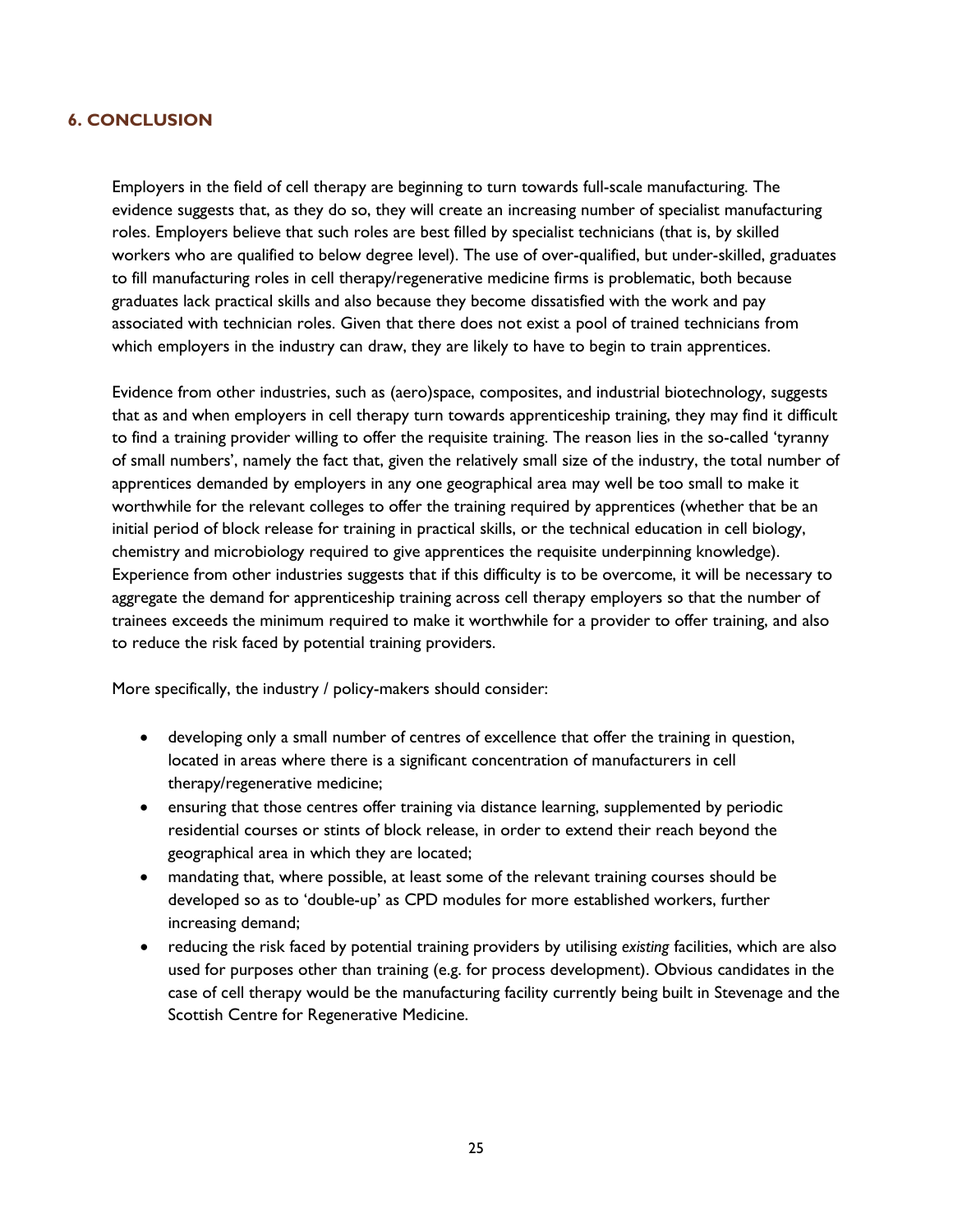## 6. CONCLUSION

Employers in the field of cell therapy are beginning to turn towards full-scale manufacturing. The evidence suggests that, as they do so, they will create an increasing number of specialist manufacturing roles. Employers believe that such roles are best filled by specialist technicians (that is, by skilled workers who are qualified to below degree level). The use of over-qualified, but under-skilled, graduates to fill manufacturing roles in cell therapy/regenerative medicine firms is problematic, both because graduates lack practical skills and also because they become dissatisfied with the work and pay associated with technician roles. Given that there does not exist a pool of trained technicians from which employers in the industry can draw, they are likely to have to begin to train apprentices.

Evidence from other industries, such as (aero)space, composites, and industrial biotechnology, suggests that as and when employers in cell therapy turn towards apprenticeship training, they may find it difficult to find a training provider willing to offer the requisite training. The reason lies in the so-called 'tyranny of small numbers', namely the fact that, given the relatively small size of the industry, the total number of apprentices demanded by employers in any one geographical area may well be too small to make it worthwhile for the relevant colleges to offer the training required by apprentices (whether that be an initial period of block release for training in practical skills, or the technical education in cell biology, chemistry and microbiology required to give apprentices the requisite underpinning knowledge). Experience from other industries suggests that if this difficulty is to be overcome, it will be necessary to aggregate the demand for apprenticeship training across cell therapy employers so that the number of trainees exceeds the minimum required to make it worthwhile for a provider to offer training, and also to reduce the risk faced by potential training providers.

More specifically, the industry / policy-makers should consider:

- developing only a small number of centres of excellence that offer the training in question, located in areas where there is a significant concentration of manufacturers in cell therapy/regenerative medicine;
- ensuring that those centres offer training via distance learning, supplemented by periodic residential courses or stints of block release, in order to extend their reach beyond the geographical area in which they are located;
- mandating that, where possible, at least some of the relevant training courses should be developed so as to 'double-up' as CPD modules for more established workers, further increasing demand;
- reducing the risk faced by potential training providers by utilising *existing* facilities, which are also used for purposes other than training (e.g. for process development). Obvious candidates in the case of cell therapy would be the manufacturing facility currently being built in Stevenage and the Scottish Centre for Regenerative Medicine.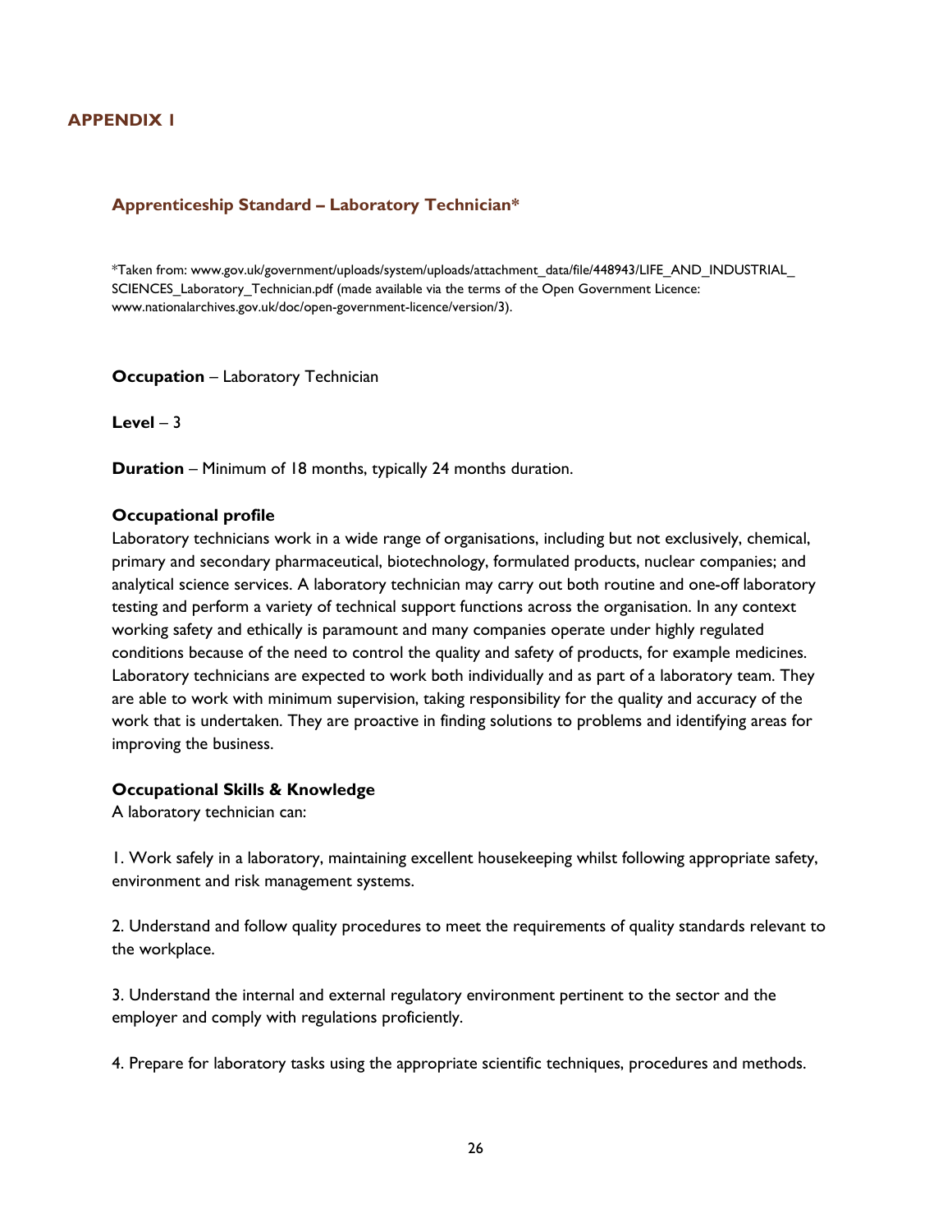# APPENDIX 1

## Apprenticeship Standard – Laboratory Technician*

*Taken from: www.gov.uk/government/uploads/system/uploads/attachment_data/file/448943/LIFE_AND_INDUSTRIAL_SCIENCES_Laboratory_Technician.pdf (made available via the terms of the Open Government Licence: www.nationalarchives.gov.uk/doc/open-government-licence/version/3).

**Occupation** – Laboratory Technician

**Level** – 3

**Duration** – Minimum of 18 months, typically 24 months duration.

**Occupational profile**

Laboratory technicians work in a wide range of organisations, including but not exclusively, chemical, primary and secondary pharmaceutical, biotechnology, formulated products, nuclear companies; and analytical science services. A laboratory technician may carry out both routine and one-off laboratory testing and perform a variety of technical support functions across the organisation. In any context working safety and ethically is paramount and many companies operate under highly regulated conditions because of the need to control the quality and safety of products, for example medicines. Laboratory technicians are expected to work both individually and as part of a laboratory team. They are able to work with minimum supervision, taking responsibility for the quality and accuracy of the work that is undertaken. They are proactive in finding solutions to problems and identifying areas for improving the business.

**Occupational Skills & Knowledge**

A laboratory technician can:

1. Work safely in a laboratory, maintaining excellent housekeeping whilst following appropriate safety, environment and risk management systems.

2. Understand and follow quality procedures to meet the requirements of quality standards relevant to the workplace.

3. Understand the internal and external regulatory environment pertinent to the sector and the employer and comply with regulations proficiently.

4. Prepare for laboratory tasks using the appropriate scientific techniques, procedures and methods.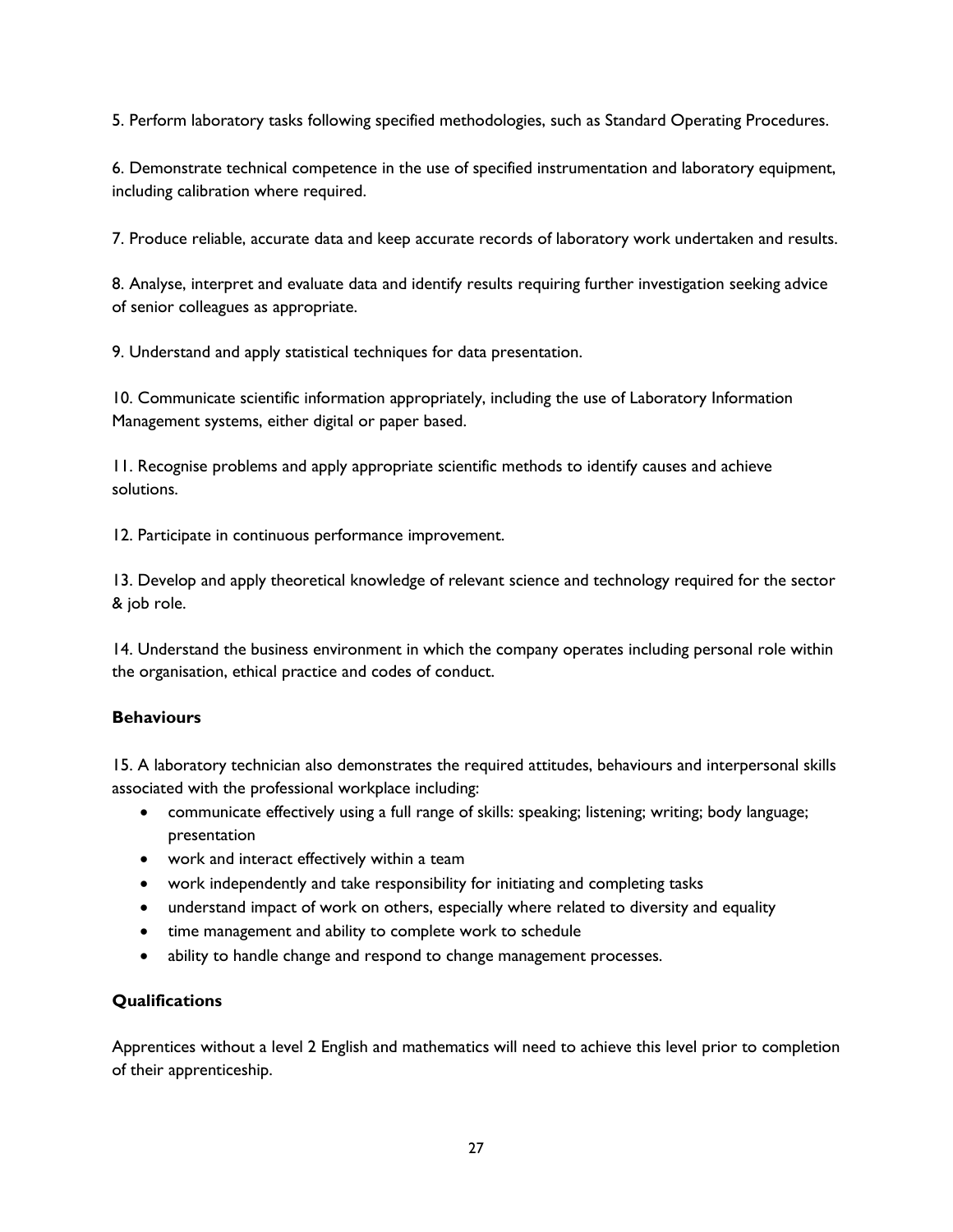5. Perform laboratory tasks following specified methodologies, such as Standard Operating Procedures.

6. Demonstrate technical competence in the use of specified instrumentation and laboratory equipment, including calibration where required.

7. Produce reliable, accurate data and keep accurate records of laboratory work undertaken and results.

8. Analyse, interpret and evaluate data and identify results requiring further investigation seeking advice of senior colleagues as appropriate.

9. Understand and apply statistical techniques for data presentation.

10. Communicate scientific information appropriately, including the use of Laboratory Information Management systems, either digital or paper based.

11. Recognise problems and apply appropriate scientific methods to identify causes and achieve solutions.

12. Participate in continuous performance improvement.

13. Develop and apply theoretical knowledge of relevant science and technology required for the sector & job role.

14. Understand the business environment in which the company operates including personal role within the organisation, ethical practice and codes of conduct.

### Behaviours

15. A laboratory technician also demonstrates the required attitudes, behaviours and interpersonal skills associated with the professional workplace including:

- communicate effectively using a full range of skills: speaking; listening; writing; body language; presentation
- work and interact effectively within a team
- work independently and take responsibility for initiating and completing tasks
- understand impact of work on others, especially where related to diversity and equality
- time management and ability to complete work to schedule
- ability to handle change and respond to change management processes.

### Qualifications

Apprentices without a level 2 English and mathematics will need to achieve this level prior to completion of their apprenticeship.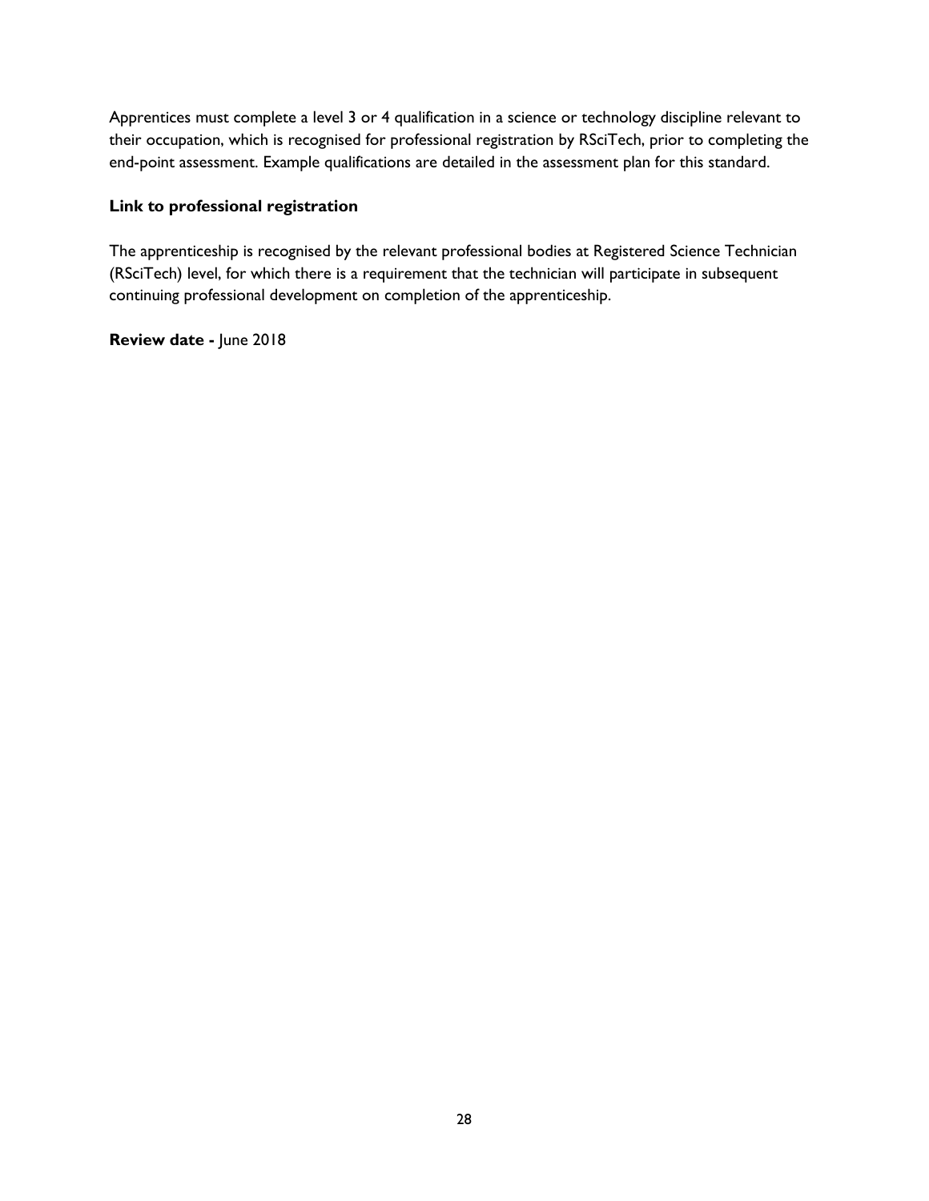Apprentices must complete a level 3 or 4 qualification in a science or technology discipline relevant to their occupation, which is recognised for professional registration by RSciTech, prior to completing the end-point assessment. Example qualifications are detailed in the assessment plan for this standard.

**Link to professional registration**

The apprenticeship is recognised by the relevant professional bodies at Registered Science Technician (RSciTech) level, for which there is a requirement that the technician will participate in subsequent continuing professional development on completion of the apprenticeship.

**Review date -** June 2018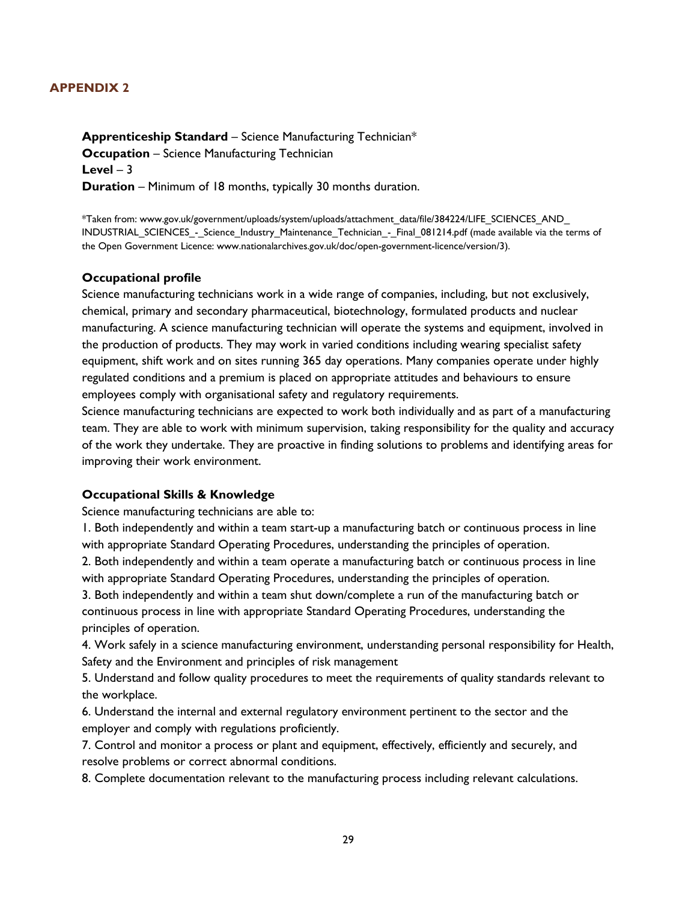## APPENDIX 2

**Apprenticeship Standard** – Science Manufacturing Technician*
**Occupation** – Science Manufacturing Technician
**Level** – 3
**Duration** – Minimum of 18 months, typically 30 months duration.

*Taken from: www.gov.uk/government/uploads/system/uploads/attachment_data/file/384224/LIFE_SCIENCES_AND_INDUSTRIAL_SCIENCES_-_Science_Industry_Maintenance_Technician_-_Final_081214.pdf (made available via the terms of the Open Government Licence: www.nationalarchives.gov.uk/doc/open-government-licence/version/3).

### Occupational profile

Science manufacturing technicians work in a wide range of companies, including, but not exclusively, chemical, primary and secondary pharmaceutical, biotechnology, formulated products and nuclear manufacturing. A science manufacturing technician will operate the systems and equipment, involved in the production of products. They may work in varied conditions including wearing specialist safety equipment, shift work and on sites running 365 day operations. Many companies operate under highly regulated conditions and a premium is placed on appropriate attitudes and behaviours to ensure employees comply with organisational safety and regulatory requirements.

Science manufacturing technicians are expected to work both individually and as part of a manufacturing team. They are able to work with minimum supervision, taking responsibility for the quality and accuracy of the work they undertake. They are proactive in finding solutions to problems and identifying areas for improving their work environment.

### Occupational Skills & Knowledge

Science manufacturing technicians are able to:

1. Both independently and within a team start-up a manufacturing batch or continuous process in line with appropriate Standard Operating Procedures, understanding the principles of operation.
2. Both independently and within a team operate a manufacturing batch or continuous process in line with appropriate Standard Operating Procedures, understanding the principles of operation.
3. Both independently and within a team shut down/complete a run of the manufacturing batch or continuous process in line with appropriate Standard Operating Procedures, understanding the principles of operation.
4. Work safely in a science manufacturing environment, understanding personal responsibility for Health, Safety and the Environment and principles of risk management
5. Understand and follow quality procedures to meet the requirements of quality standards relevant to the workplace.
6. Understand the internal and external regulatory environment pertinent to the sector and the employer and comply with regulations proficiently.
7. Control and monitor a process or plant and equipment, effectively, efficiently and securely, and resolve problems or correct abnormal conditions.
8. Complete documentation relevant to the manufacturing process including relevant calculations.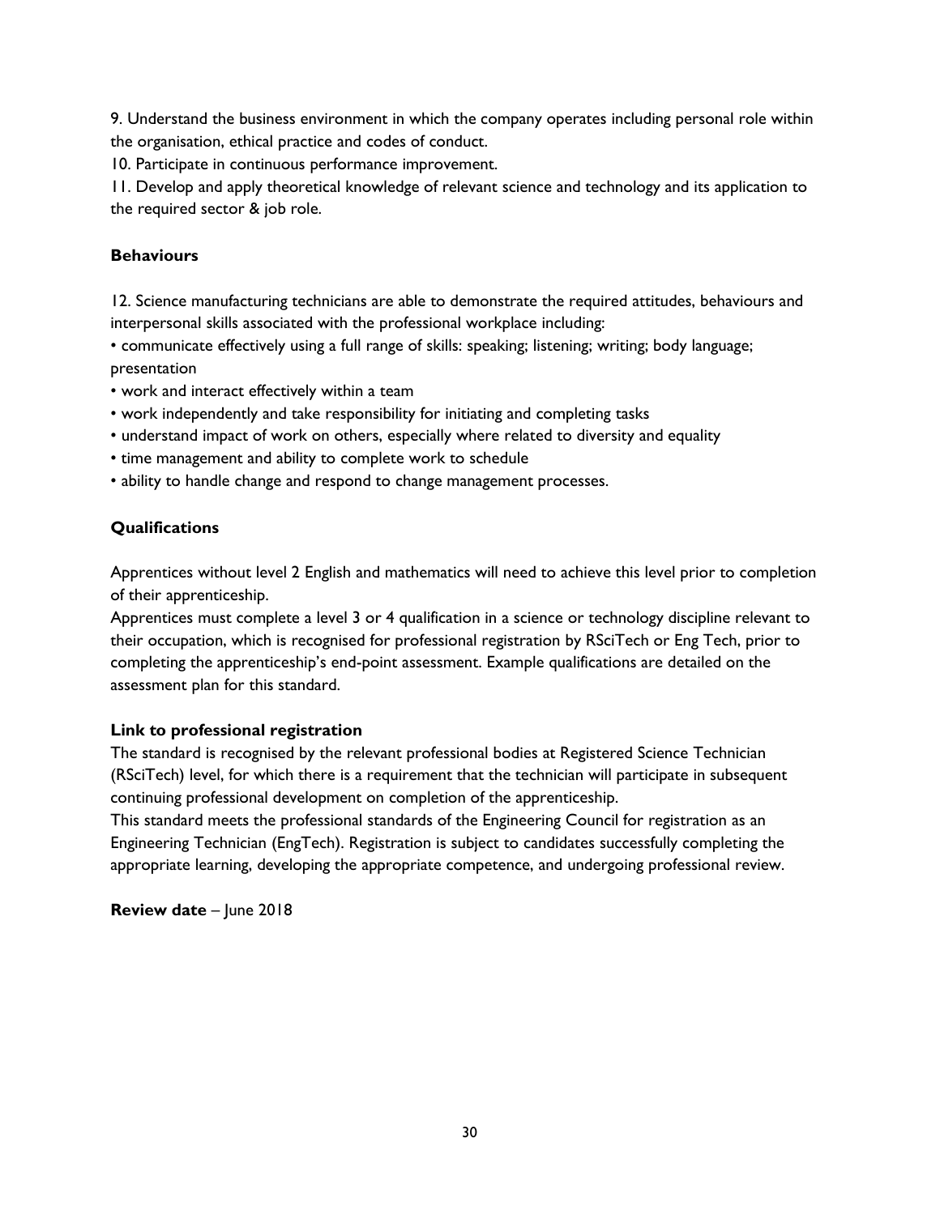9. Understand the business environment in which the company operates including personal role within the organisation, ethical practice and codes of conduct.
10. Participate in continuous performance improvement.
11. Develop and apply theoretical knowledge of relevant science and technology and its application to the required sector & job role.

**Behaviours**

12. Science manufacturing technicians are able to demonstrate the required attitudes, behaviours and interpersonal skills associated with the professional workplace including:

- communicate effectively using a full range of skills: speaking; listening; writing; body language; presentation
- work and interact effectively within a team
- work independently and take responsibility for initiating and completing tasks
- understand impact of work on others, especially where related to diversity and equality
- time management and ability to complete work to schedule
- ability to handle change and respond to change management processes.

**Qualifications**

Apprentices without level 2 English and mathematics will need to achieve this level prior to completion of their apprenticeship.
Apprentices must complete a level 3 or 4 qualification in a science or technology discipline relevant to their occupation, which is recognised for professional registration by RSciTech or Eng Tech, prior to completing the apprenticeship's end-point assessment. Example qualifications are detailed on the assessment plan for this standard.

**Link to professional registration**
The standard is recognised by the relevant professional bodies at Registered Science Technician (RSciTech) level, for which there is a requirement that the technician will participate in subsequent continuing professional development on completion of the apprenticeship.
This standard meets the professional standards of the Engineering Council for registration as an Engineering Technician (EngTech). Registration is subject to candidates successfully completing the appropriate learning, developing the appropriate competence, and undergoing professional review.

**Review date** – June 2018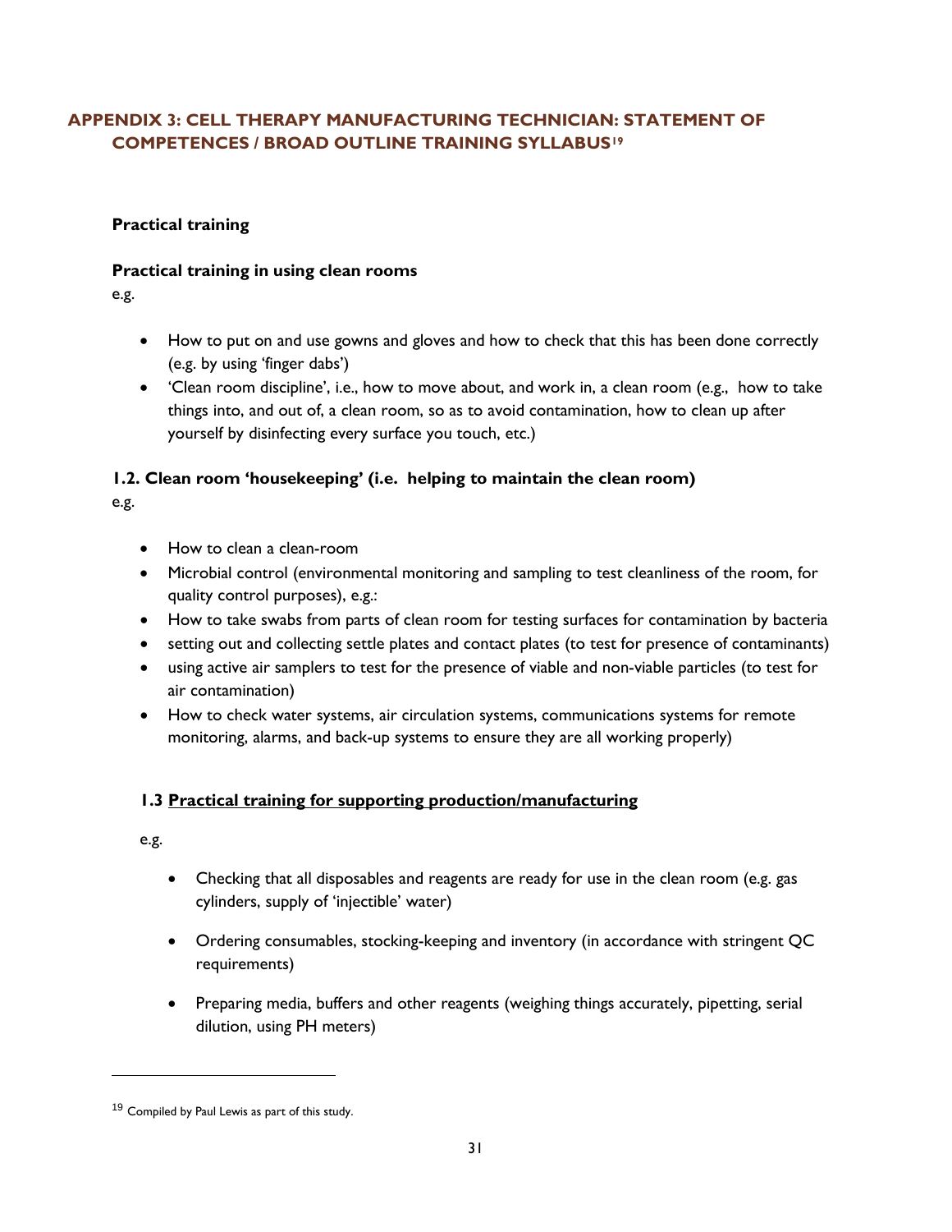## APPENDIX 3: CELL THERAPY MANUFACTURING TECHNICIAN: STATEMENT OF COMPETENCES / BROAD OUTLINE TRAINING SYLLABUS[19]

**Practical training**

**Practical training in using clean rooms**

e.g.

- How to put on and use gowns and gloves and how to check that this has been done correctly (e.g. by using 'finger dabs')
- 'Clean room discipline', i.e., how to move about, and work in, a clean room (e.g., how to take things into, and out of, a clean room, so as to avoid contamination, how to clean up after yourself by disinfecting every surface you touch, etc.)

**1.2. Clean room 'housekeeping' (i.e. helping to maintain the clean room)**

e.g.

- How to clean a clean-room
- Microbial control (environmental monitoring and sampling to test cleanliness of the room, for quality control purposes), e.g.:
- How to take swabs from parts of clean room for testing surfaces for contamination by bacteria
- setting out and collecting settle plates and contact plates (to test for presence of contaminants)
- using active air samplers to test for the presence of viable and non-viable particles (to test for air contamination)
- How to check water systems, air circulation systems, communications systems for remote monitoring, alarms, and back-up systems to ensure they are all working properly)

**1.3 <u>Practical training for supporting production/manufacturing</u>**

e.g.

- Checking that all disposables and reagents are ready for use in the clean room (e.g. gas cylinders, supply of 'injectible' water)

- Ordering consumables, stocking-keeping and inventory (in accordance with stringent QC requirements)

- Preparing media, buffers and other reagents (weighing things accurately, pipetting, serial dilution, using PH meters)

---

[19] Compiled by Paul Lewis as part of this study.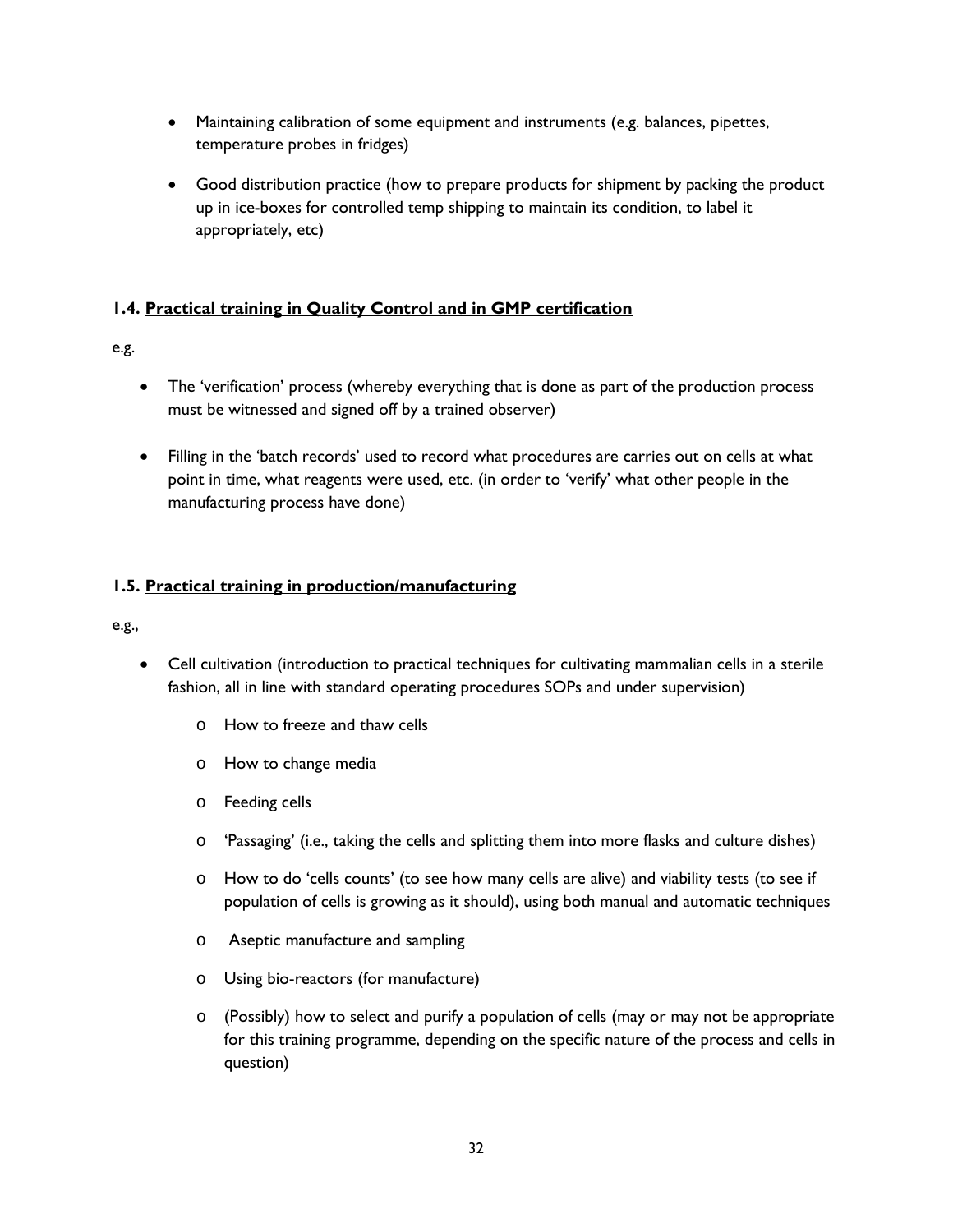- Maintaining calibration of some equipment and instruments (e.g. balances, pipettes, temperature probes in fridges)
- Good distribution practice (how to prepare products for shipment by packing the product up in ice-boxes for controlled temp shipping to maintain its condition, to label it appropriately, etc)

### 1.4. <u>Practical training in Quality Control and in GMP certification</u>

e.g.

- The 'verification' process (whereby everything that is done as part of the production process must be witnessed and signed off by a trained observer)
- Filling in the 'batch records' used to record what procedures are carries out on cells at what point in time, what reagents were used, etc. (in order to 'verify' what other people in the manufacturing process have done)

### 1.5. <u>Practical training in production/manufacturing</u>

e.g.,

- Cell cultivation (introduction to practical techniques for cultivating mammalian cells in a sterile fashion, all in line with standard operating procedures SOPs and under supervision)
    - How to freeze and thaw cells
    - How to change media
    - Feeding cells
    - 'Passaging' (i.e., taking the cells and splitting them into more flasks and culture dishes)
    - How to do 'cells counts' (to see how many cells are alive) and viability tests (to see if population of cells is growing as it should), using both manual and automatic techniques
    - Aseptic manufacture and sampling
    - Using bio-reactors (for manufacture)
    - (Possibly) how to select and purify a population of cells (may or may not be appropriate for this training programme, depending on the specific nature of the process and cells in question)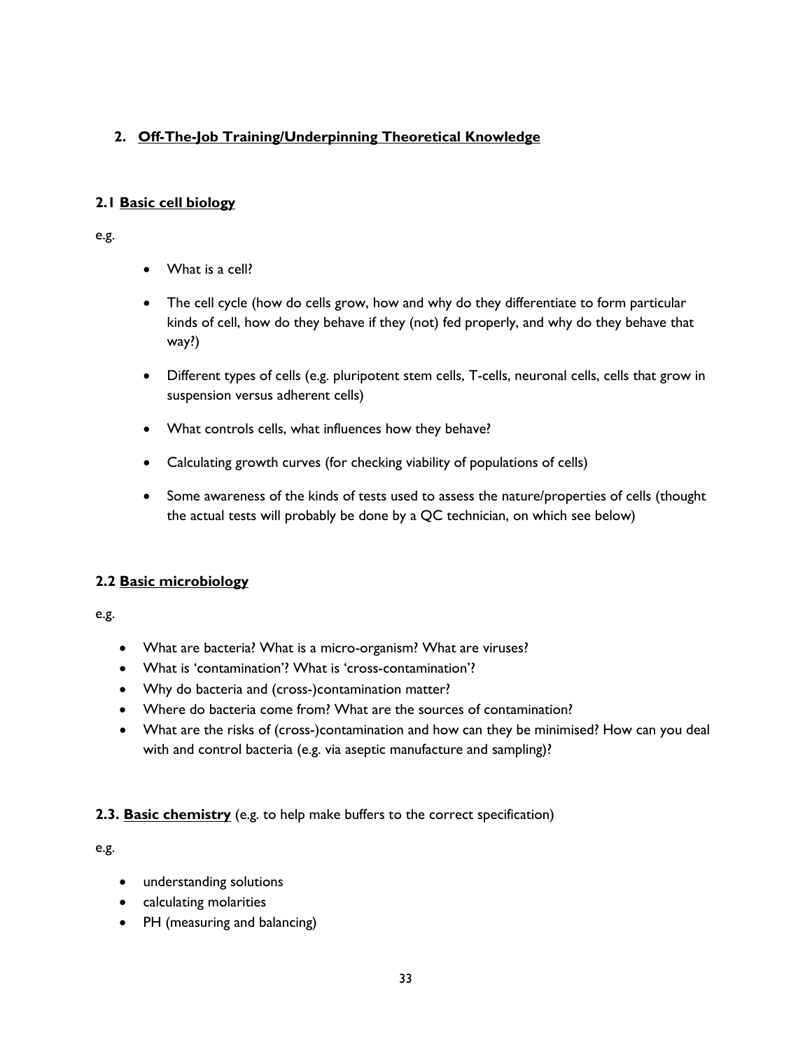## 2. Off-The-Job Training/Underpinning Theoretical Knowledge

### 2.1 Basic cell biology

e.g.

- What is a cell?
- The cell cycle (how do cells grow, how and why do they differentiate to form particular kinds of cell, how do they behave if they (not) fed properly, and why do they behave that way?)
- Different types of cells (e.g. pluripotent stem cells, T-cells, neuronal cells, cells that grow in suspension versus adherent cells)
- What controls cells, what influences how they behave?
- Calculating growth curves (for checking viability of populations of cells)
- Some awareness of the kinds of tests used to assess the nature/properties of cells (thought the actual tests will probably be done by a QC technician, on which see below)

### 2.2 Basic microbiology

e.g.

- What are bacteria? What is a micro-organism? What are viruses?
- What is 'contamination'? What is 'cross-contamination'?
- Why do bacteria and (cross-)contamination matter?
- Where do bacteria come from? What are the sources of contamination?
- What are the risks of (cross-)contamination and how can they be minimised? How can you deal with and control bacteria (e.g. via aseptic manufacture and sampling)?

### 2.3. Basic chemistry (e.g. to help make buffers to the correct specification)

e.g.

- understanding solutions
- calculating molarities
- PH (measuring and balancing)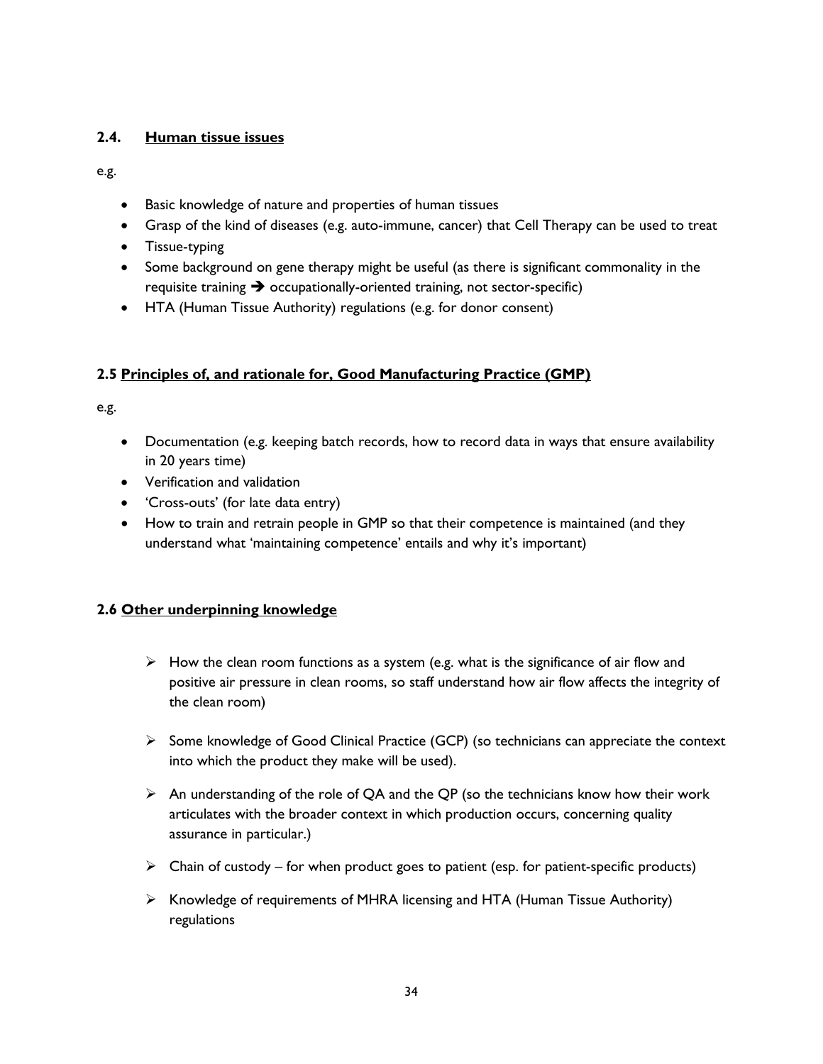### 2.4. Human tissue issues

e.g.

- Basic knowledge of nature and properties of human tissues
- Grasp of the kind of diseases (e.g. auto-immune, cancer) that Cell Therapy can be used to treat
- Tissue-typing
- Some background on gene therapy might be useful (as there is significant commonality in the requisite training ➔ occupationally-oriented training, not sector-specific)
- HTA (Human Tissue Authority) regulations (e.g. for donor consent)

### 2.5 Principles of, and rationale for, Good Manufacturing Practice (GMP)

e.g.

- Documentation (e.g. keeping batch records, how to record data in ways that ensure availability in 20 years time)
- Verification and validation
- 'Cross-outs' (for late data entry)
- How to train and retrain people in GMP so that their competence is maintained (and they understand what 'maintaining competence' entails and why it's important)

### 2.6 Other underpinning knowledge

- How the clean room functions as a system (e.g. what is the significance of air flow and positive air pressure in clean rooms, so staff understand how air flow affects the integrity of the clean room)
- Some knowledge of Good Clinical Practice (GCP) (so technicians can appreciate the context into which the product they make will be used).
- An understanding of the role of QA and the QP (so the technicians know how their work articulates with the broader context in which production occurs, concerning quality assurance in particular.)
- Chain of custody – for when product goes to patient (esp. for patient-specific products)
- Knowledge of requirements of MHRA licensing and HTA (Human Tissue Authority) regulations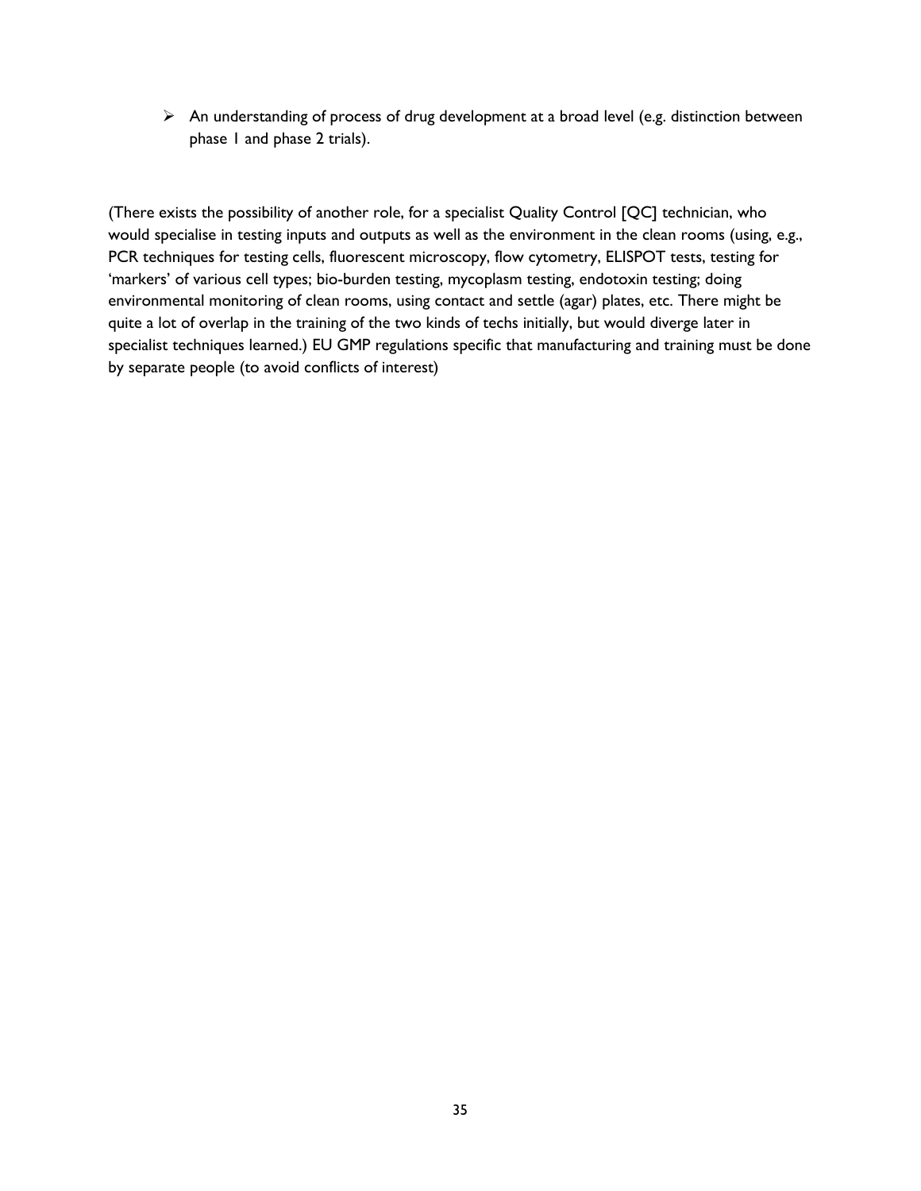- An understanding of process of drug development at a broad level (e.g. distinction between phase 1 and phase 2 trials).

(There exists the possibility of another role, for a specialist Quality Control [QC] technician, who would specialise in testing inputs and outputs as well as the environment in the clean rooms (using, e.g., PCR techniques for testing cells, fluorescent microscopy, flow cytometry, ELISPOT tests, testing for 'markers' of various cell types; bio-burden testing, mycoplasm testing, endotoxin testing; doing environmental monitoring of clean rooms, using contact and settle (agar) plates, etc. There might be quite a lot of overlap in the training of the two kinds of techs initially, but would diverge later in specialist techniques learned.) EU GMP regulations specific that manufacturing and training must be done by separate people (to avoid conflicts of interest)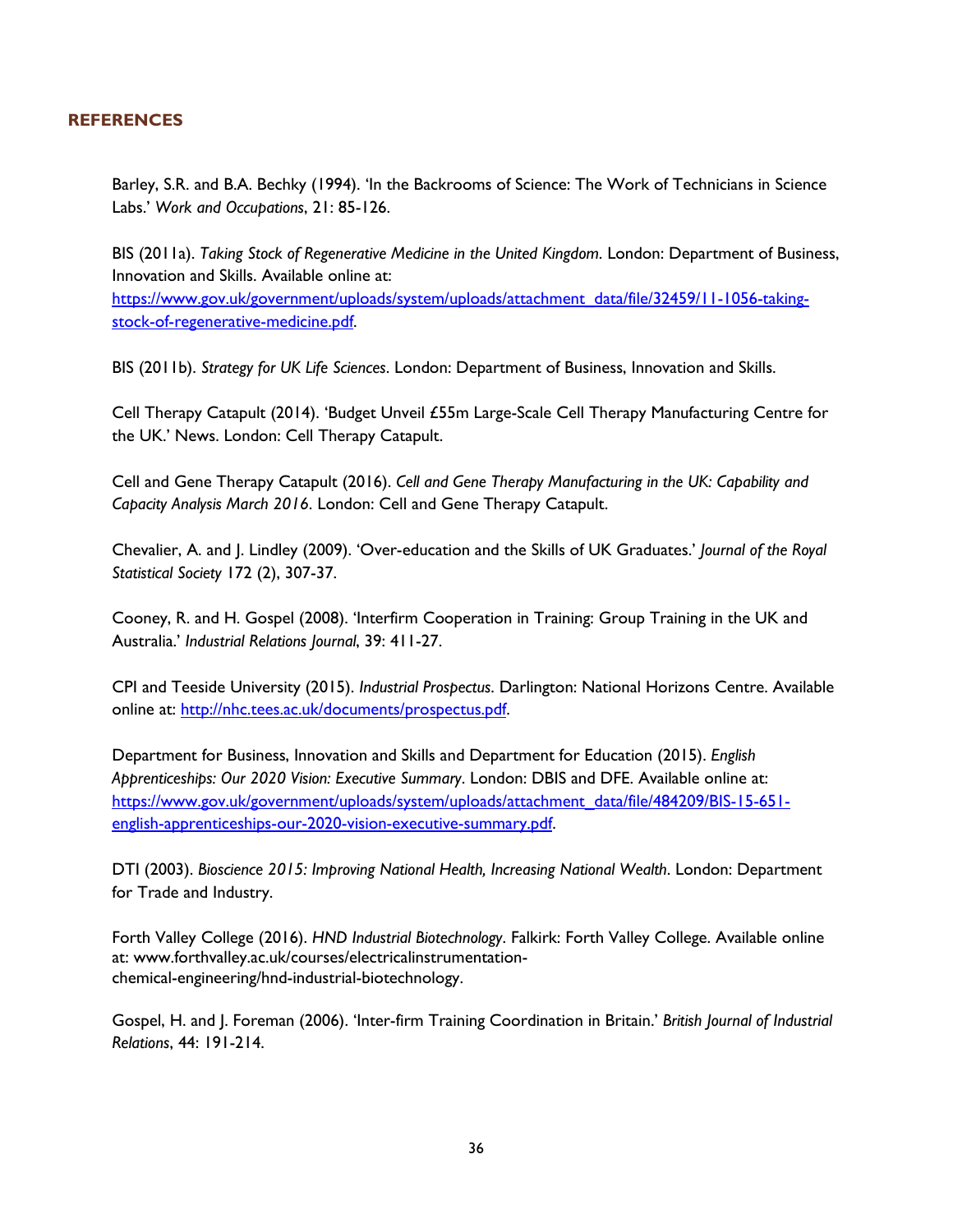## REFERENCES

Barley, S.R. and B.A. Bechky (1994). 'In the Backrooms of Science: The Work of Technicians in Science Labs.' *Work and Occupations*, 21: 85-126.

BIS (2011a). *Taking Stock of Regenerative Medicine in the United Kingdom*. London: Department of Business, Innovation and Skills. Available online at: [https://www.gov.uk/government/uploads/system/uploads/attachment_data/file/32459/11-1056-taking-stock-of-regenerative-medicine.pdf](https://www.gov.uk/government/uploads/system/uploads/attachment_data/file/32459/11-1056-taking-stock-of-regenerative-medicine.pdf).

BIS (2011b). *Strategy for UK Life Sciences*. London: Department of Business, Innovation and Skills.

Cell Therapy Catapult (2014). 'Budget Unveil £55m Large-Scale Cell Therapy Manufacturing Centre for the UK.' News. London: Cell Therapy Catapult.

Cell and Gene Therapy Catapult (2016). *Cell and Gene Therapy Manufacturing in the UK: Capability and Capacity Analysis March 2016*. London: Cell and Gene Therapy Catapult.

Chevalier, A. and J. Lindley (2009). 'Over-education and the Skills of UK Graduates.' *Journal of the Royal Statistical Society* 172 (2), 307-37.

Cooney, R. and H. Gospel (2008). 'Interfirm Cooperation in Training: Group Training in the UK and Australia.' *Industrial Relations Journal*, 39: 411-27.

CPI and Teeside University (2015). *Industrial Prospectus*. Darlington: National Horizons Centre. Available online at: [http://nhc.tees.ac.uk/documents/prospectus.pdf](http://nhc.tees.ac.uk/documents/prospectus.pdf).

Department for Business, Innovation and Skills and Department for Education (2015). *English Apprenticeships: Our 2020 Vision: Executive Summary*. London: DBIS and DFE. Available online at: [https://www.gov.uk/government/uploads/system/uploads/attachment_data/file/484209/BIS-15-651-english-apprenticeships-our-2020-vision-executive-summary.pdf](https://www.gov.uk/government/uploads/system/uploads/attachment_data/file/484209/BIS-15-651-english-apprenticeships-our-2020-vision-executive-summary.pdf).

DTI (2003). *Bioscience 2015: Improving National Health, Increasing National Wealth*. London: Department for Trade and Industry.

Forth Valley College (2016). *HND Industrial Biotechnology*. Falkirk: Forth Valley College. Available online at: www.forthvalley.ac.uk/courses/electricalinstrumentation-chemical-engineering/hnd-industrial-biotechnology.

Gospel, H. and J. Foreman (2006). 'Inter-firm Training Coordination in Britain.' *British Journal of Industrial Relations*, 44: 191-214.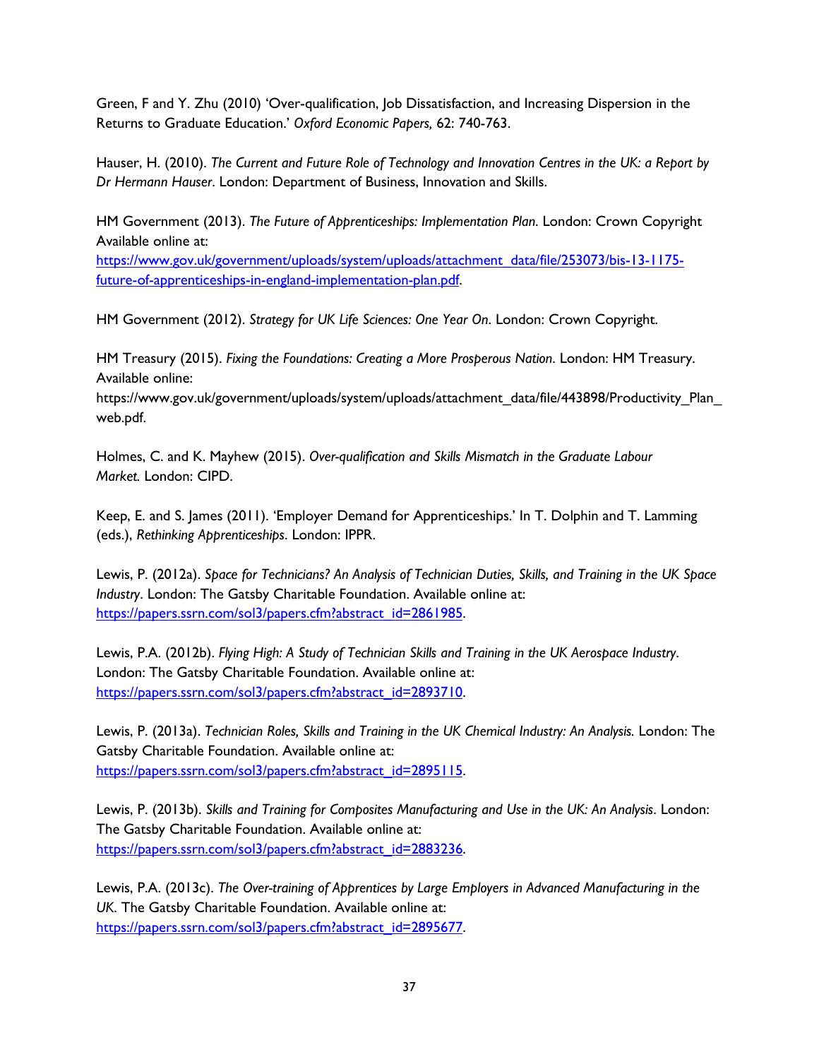Green, F and Y. Zhu (2010) 'Over-qualification, Job Dissatisfaction, and Increasing Dispersion in the Returns to Graduate Education.' *Oxford Economic Papers,* 62: 740-763.

Hauser, H. (2010). *The Current and Future Role of Technology and Innovation Centres in the UK: a Report by Dr Hermann Hauser*. London: Department of Business, Innovation and Skills.

HM Government (2013). *The Future of Apprenticeships: Implementation Plan*. London: Crown Copyright Available online at:
https://www.gov.uk/government/uploads/system/uploads/attachment_data/file/253073/bis-13-1175-future-of-apprenticeships-in-england-implementation-plan.pdf.

HM Government (2012). *Strategy for UK Life Sciences: One Year On*. London: Crown Copyright.

HM Treasury (2015). *Fixing the Foundations: Creating a More Prosperous Nation*. London: HM Treasury. Available online:
https://www.gov.uk/government/uploads/system/uploads/attachment_data/file/443898/Productivity_Plan_web.pdf.

Holmes, C. and K. Mayhew (2015). *Over-qualification and Skills Mismatch in the Graduate Labour Market.* London: CIPD.

Keep, E. and S. James (2011). 'Employer Demand for Apprenticeships.' In T. Dolphin and T. Lamming (eds.), *Rethinking Apprenticeships*. London: IPPR.

Lewis, P. (2012a). *Space for Technicians? An Analysis of Technician Duties, Skills, and Training in the UK Space Industry*. London: The Gatsby Charitable Foundation. Available online at:
https://papers.ssrn.com/sol3/papers.cfm?abstract_id=2861985.

Lewis, P.A. (2012b). *Flying High: A Study of Technician Skills and Training in the UK Aerospace Industry*. London: The Gatsby Charitable Foundation. Available online at:
https://papers.ssrn.com/sol3/papers.cfm?abstract_id=2893710.

Lewis, P. (2013a). *Technician Roles, Skills and Training in the UK Chemical Industry: An Analysis.* London: The Gatsby Charitable Foundation. Available online at:
https://papers.ssrn.com/sol3/papers.cfm?abstract_id=2895115.

Lewis, P. (2013b). *Skills and Training for Composites Manufacturing and Use in the UK: An Analysis*. London: The Gatsby Charitable Foundation. Available online at:
https://papers.ssrn.com/sol3/papers.cfm?abstract_id=2883236.

Lewis, P.A. (2013c). *The Over-training of Apprentices by Large Employers in Advanced Manufacturing in the UK*. The Gatsby Charitable Foundation. Available online at:
https://papers.ssrn.com/sol3/papers.cfm?abstract_id=2895677.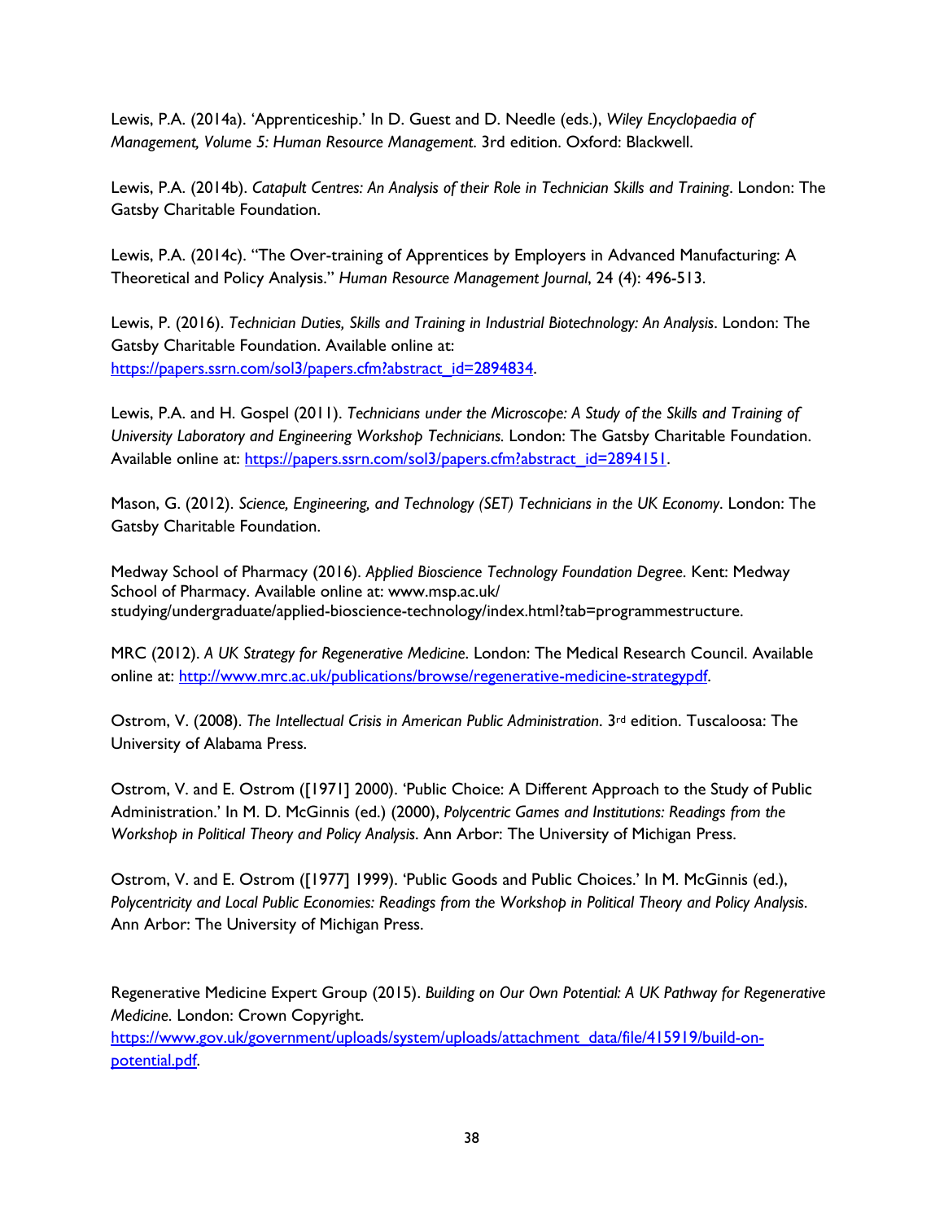Lewis, P.A. (2014a). 'Apprenticeship.' In D. Guest and D. Needle (eds.), *Wiley Encyclopaedia of Management, Volume 5: Human Resource Management*. 3rd edition. Oxford: Blackwell.

Lewis, P.A. (2014b). *Catapult Centres: An Analysis of their Role in Technician Skills and Training*. London: The Gatsby Charitable Foundation.

Lewis, P.A. (2014c). "The Over-training of Apprentices by Employers in Advanced Manufacturing: A Theoretical and Policy Analysis." *Human Resource Management Journal*, 24 (4): 496-513.

Lewis, P. (2016). *Technician Duties, Skills and Training in Industrial Biotechnology: An Analysis*. London: The Gatsby Charitable Foundation. Available online at: https://papers.ssrn.com/sol3/papers.cfm?abstract_id=2894834.

Lewis, P.A. and H. Gospel (2011). *Technicians under the Microscope: A Study of the Skills and Training of University Laboratory and Engineering Workshop Technicians.* London: The Gatsby Charitable Foundation. Available online at: https://papers.ssrn.com/sol3/papers.cfm?abstract_id=2894151.

Mason, G. (2012). *Science, Engineering, and Technology (SET) Technicians in the UK Economy*. London: The Gatsby Charitable Foundation.

Medway School of Pharmacy (2016). *Applied Bioscience Technology Foundation Degree*. Kent: Medway School of Pharmacy. Available online at: www.msp.ac.uk/studying/undergraduate/applied-bioscience-technology/index.html?tab=programmestructure.

MRC (2012). *A UK Strategy for Regenerative Medicine*. London: The Medical Research Council. Available online at: http://www.mrc.ac.uk/publications/browse/regenerative-medicine-strategypdf.

Ostrom, V. (2008). *The Intellectual Crisis in American Public Administration*. 3rd edition. Tuscaloosa: The University of Alabama Press.

Ostrom, V. and E. Ostrom ([1971] 2000). 'Public Choice: A Different Approach to the Study of Public Administration.' In M. D. McGinnis (ed.) (2000), *Polycentric Games and Institutions: Readings from the Workshop in Political Theory and Policy Analysis*. Ann Arbor: The University of Michigan Press.

Ostrom, V. and E. Ostrom ([1977] 1999). 'Public Goods and Public Choices.' In M. McGinnis (ed.), *Polycentricity and Local Public Economies: Readings from the Workshop in Political Theory and Policy Analysis*. Ann Arbor: The University of Michigan Press.

Regenerative Medicine Expert Group (2015). *Building on Our Own Potential: A UK Pathway for Regenerative Medicine*. London: Crown Copyright. https://www.gov.uk/government/uploads/system/uploads/attachment_data/file/415919/build-on-potential.pdf.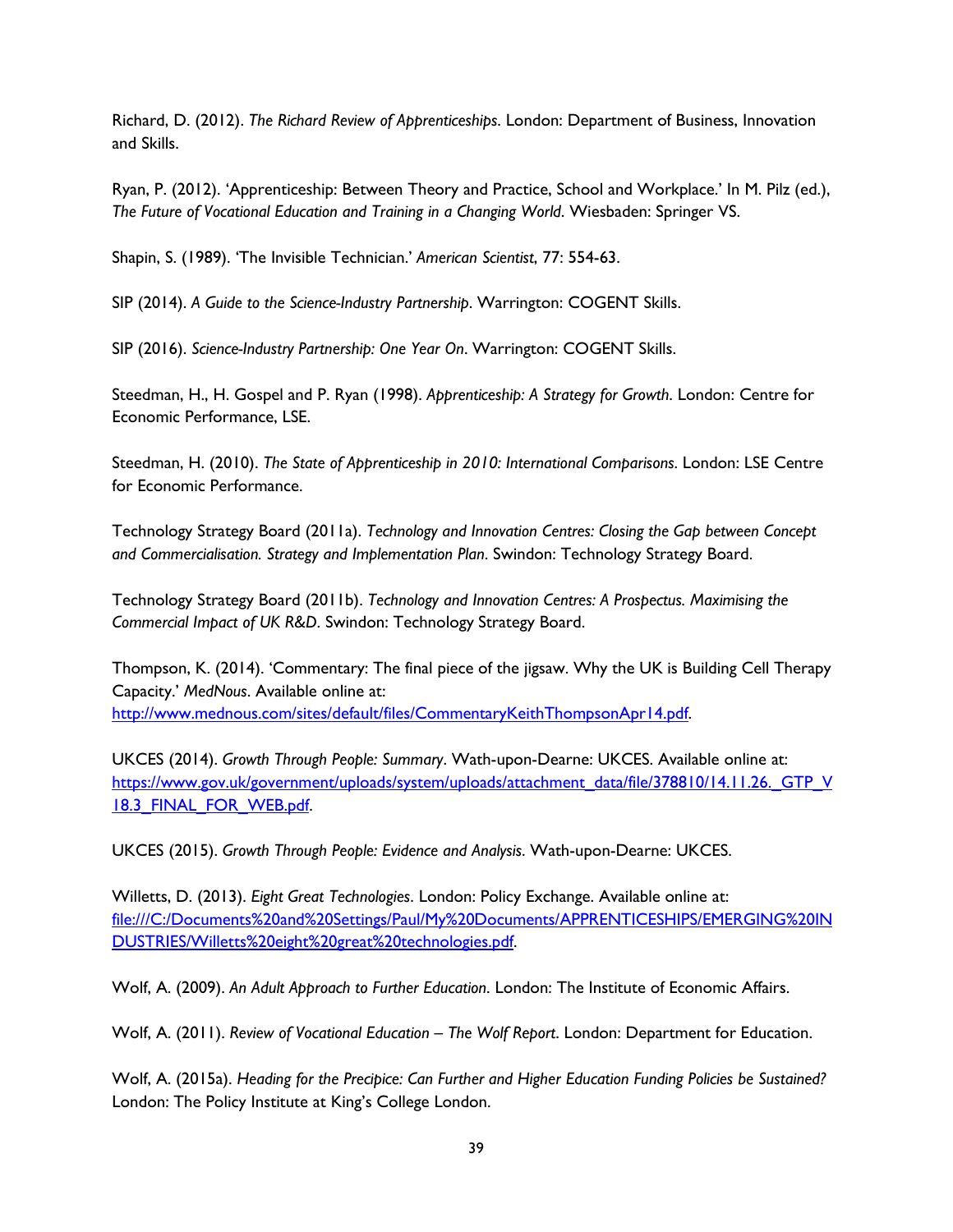Richard, D. (2012). *The Richard Review of Apprenticeships*. London: Department of Business, Innovation and Skills.

Ryan, P. (2012). 'Apprenticeship: Between Theory and Practice, School and Workplace.' In M. Pilz (ed.), *The Future of Vocational Education and Training in a Changing World*. Wiesbaden: Springer VS.

Shapin, S. (1989). 'The Invisible Technician.' *American Scientist*, 77: 554-63.

SIP (2014). *A Guide to the Science-Industry Partnership*. Warrington: COGENT Skills.

SIP (2016). *Science-Industry Partnership: One Year On*. Warrington: COGENT Skills.

Steedman, H., H. Gospel and P. Ryan (1998). *Apprenticeship: A Strategy for Growth*. London: Centre for Economic Performance, LSE.

Steedman, H. (2010). *The State of Apprenticeship in 2010: International Comparisons*. London: LSE Centre for Economic Performance.

Technology Strategy Board (2011a). *Technology and Innovation Centres: Closing the Gap between Concept and Commercialisation. Strategy and Implementation Plan*. Swindon: Technology Strategy Board.

Technology Strategy Board (2011b). *Technology and Innovation Centres: A Prospectus. Maximising the Commercial Impact of UK R&D*. Swindon: Technology Strategy Board.

Thompson, K. (2014). 'Commentary: The final piece of the jigsaw. Why the UK is Building Cell Therapy Capacity.' *MedNous*. Available online at: http://www.mednous.com/sites/default/files/CommentaryKeithThompsonApr14.pdf.

UKCES (2014). *Growth Through People: Summary*. Wath-upon-Dearne: UKCES. Available online at: https://www.gov.uk/government/uploads/system/uploads/attachment_data/file/378810/14.11.26._GTP_V18.3_FINAL_FOR_WEB.pdf.

UKCES (2015). *Growth Through People: Evidence and Analysis*. Wath-upon-Dearne: UKCES.

Willetts, D. (2013). *Eight Great Technologies*. London: Policy Exchange. Available online at: file:///C:/Documents%20and%20Settings/Paul/My%20Documents/APPRENTICESHIPS/EMERGING%20INDUSTRIES/Willetts%20eight%20great%20technologies.pdf.

Wolf, A. (2009). *An Adult Approach to Further Education*. London: The Institute of Economic Affairs.

Wolf, A. (2011). *Review of Vocational Education – The Wolf Report*. London: Department for Education.

Wolf, A. (2015a). *Heading for the Precipice: Can Further and Higher Education Funding Policies be Sustained?* London: The Policy Institute at King's College London.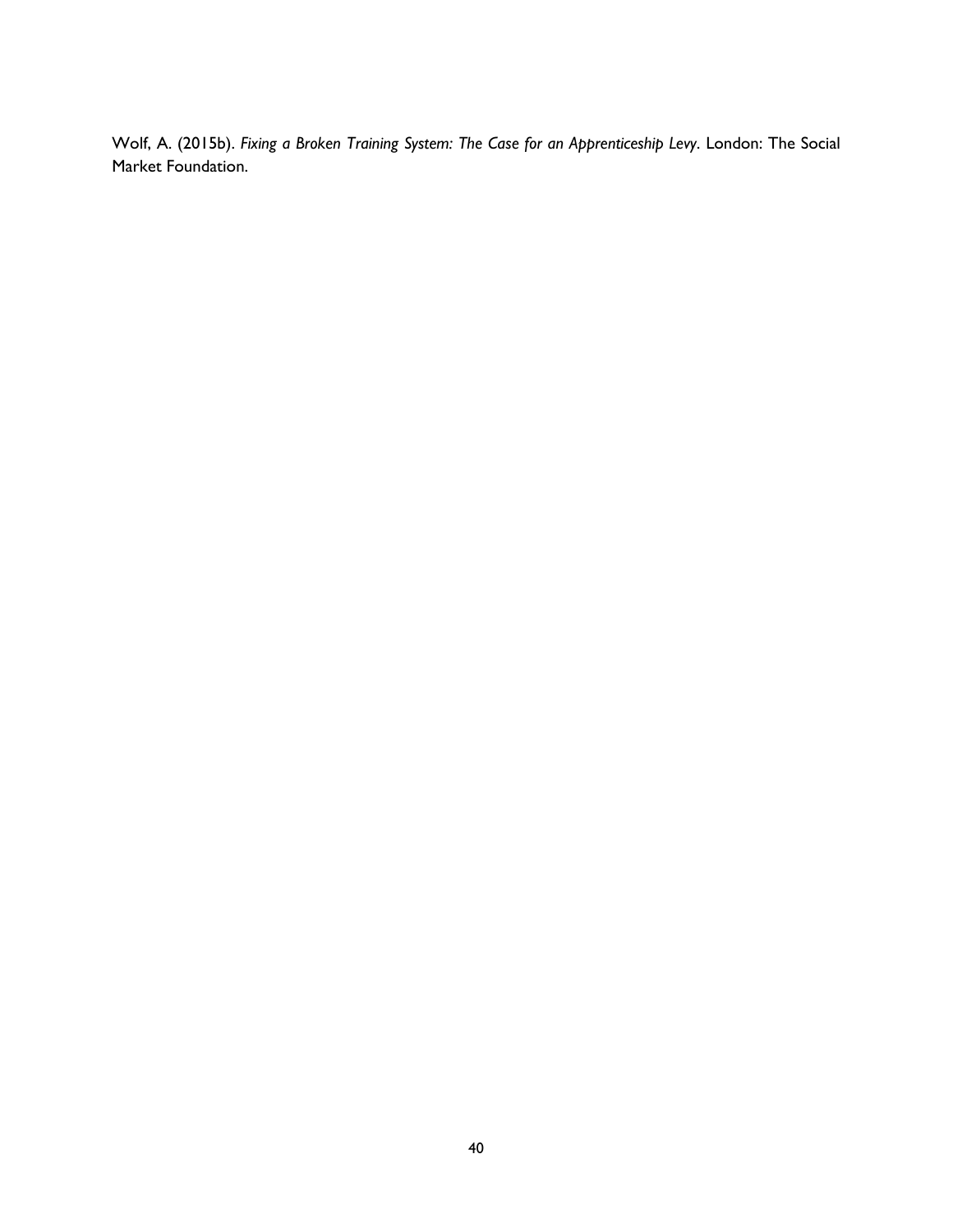Wolf, A. (2015b). *Fixing a Broken Training System: The Case for an Apprenticeship Levy*. London: The Social Market Foundation.